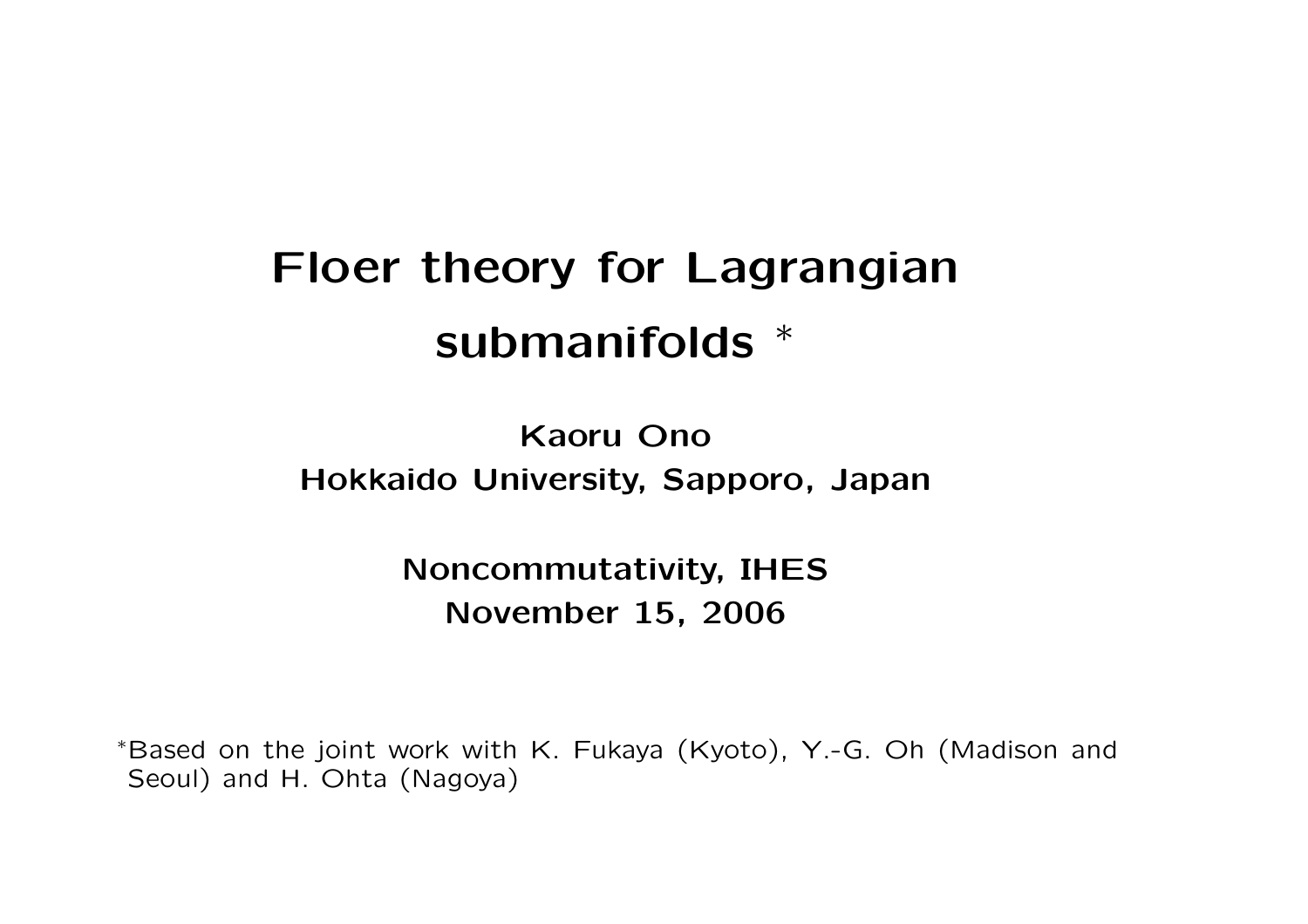# Floer theory for Lagrangian submanifolds *

**Kaoru Ono**

**Hokkaido University, Sapporo, Japan**

**Noncommutativity, IHES**

**November 15, 2006**

*Based on the joint work with K. Fukaya (Kyoto), Y.-G. Oh (Madison and Seoul) and H. Ohta (Nagoya)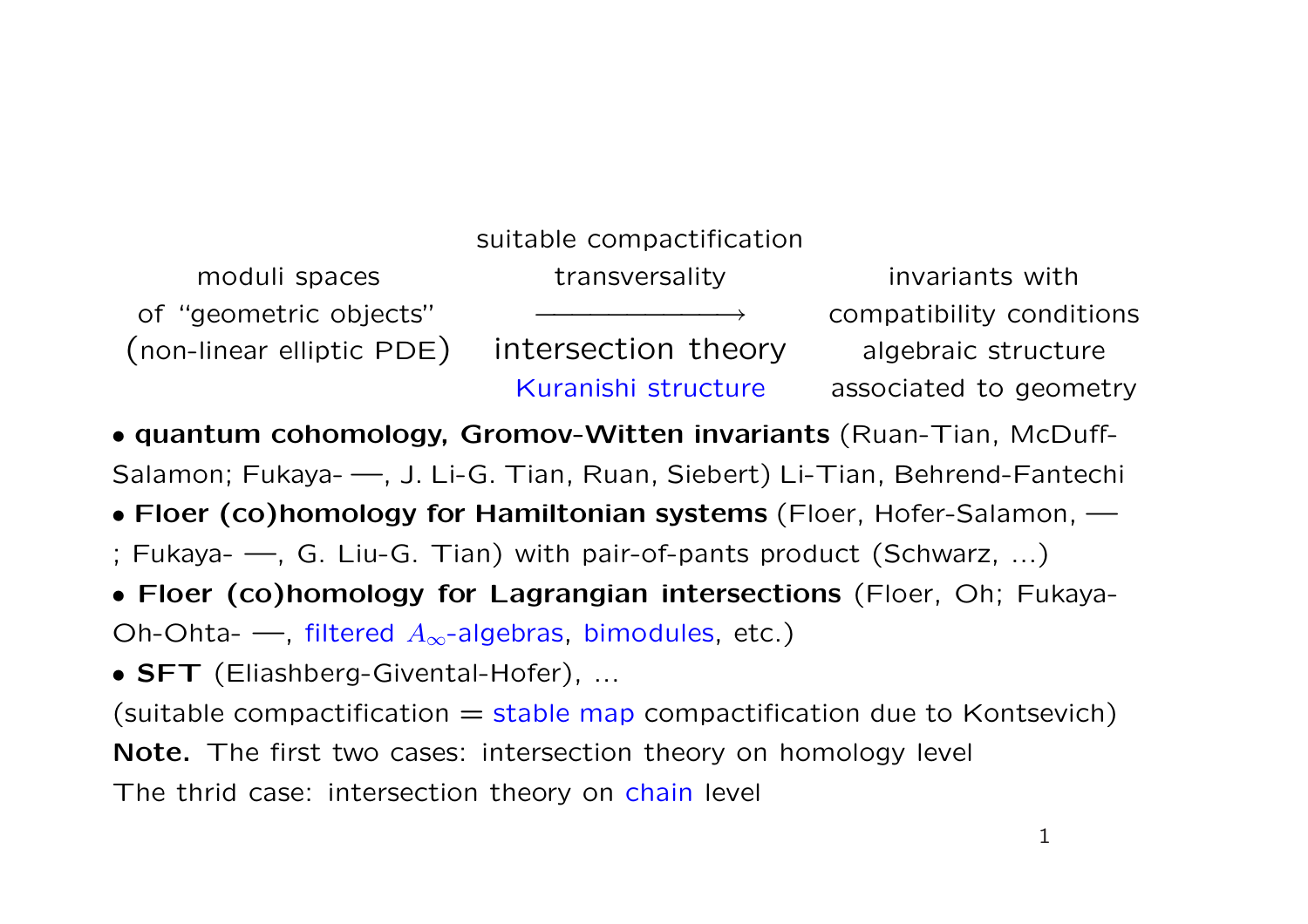| moduli spaces of "geometric objects" (non-linear elliptic PDE) | suitable compactification transversality $\longrightarrow$ intersection theory Kuranishi structure | invariants with compatibility conditions algebraic structure associated to geometry |
|---|---|---|

- **quantum cohomology, Gromov-Witten invariants** (Ruan-Tian, McDuff-Salamon; Fukaya- —, J. Li-G. Tian, Ruan, Siebert) Li-Tian, Behrend-Fantechi
- **Floer (co)homology for Hamiltonian systems** (Floer, Hofer-Salamon, — ; Fukaya- —, G. Liu-G. Tian) with pair-of-pants product (Schwarz, ...)
- **Floer (co)homology for Lagrangian intersections** (Floer, Oh; Fukaya-Oh-Ohta- —, filtered $A_\infty$-algebras, bimodules, etc.)
- **SFT** (Eliashberg-Givental-Hofer), ...

(suitable compactification = stable map compactification due to Kontsevich)

**Note.** The first two cases: intersection theory on homology level

The thrid case: intersection theory on chain level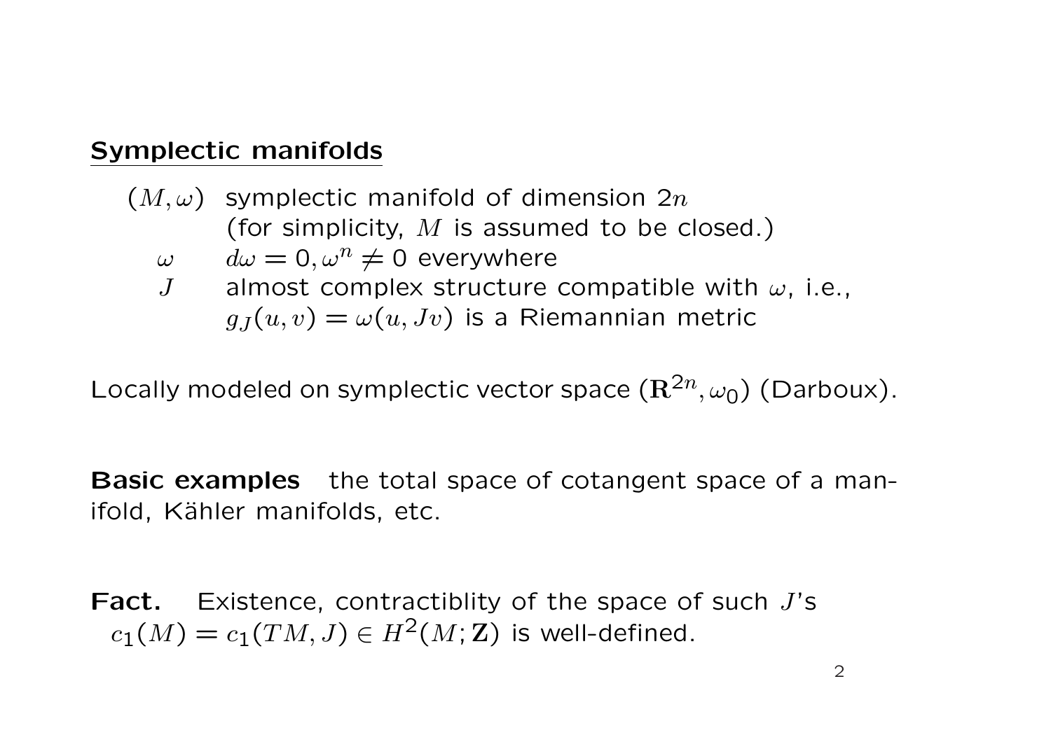## Symplectic manifolds

$(M, \omega)$ symplectic manifold of dimension $2n$
(for simplicity, $M$ is assumed to be closed.)

$\omega$ $d\omega = 0, \omega^n \neq 0$ everywhere

$J$ almost complex structure compatible with $\omega$, i.e., $g_J(u, v) = \omega(u, Jv)$ is a Riemannian metric

Locally modeled on symplectic vector space $(\mathbf{R}^{2n}, \omega_0)$ (Darboux).

**Basic examples** the total space of cotangent space of a manifold, Kähler manifolds, etc.

**Fact.** Existence, contractiblity of the space of such $J$'s
$c_1(M) = c_1(TM, J) \in H^2(M; \mathbf{Z})$ is well-defined.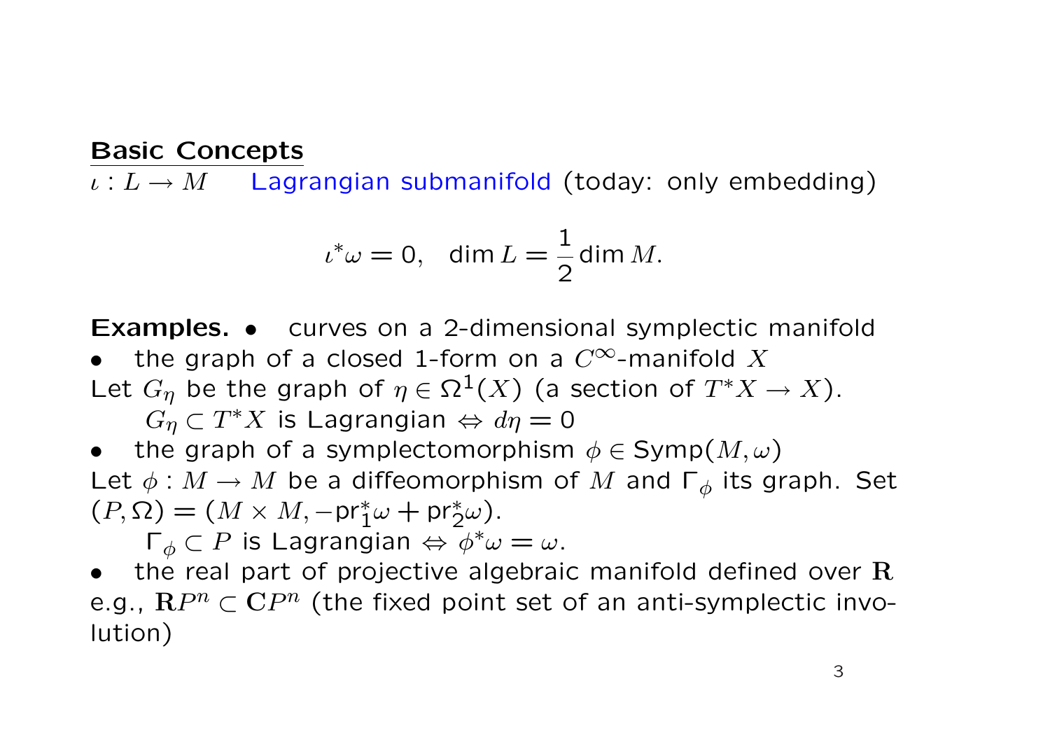## Basic Concepts

$\iota : L \to M$ Lagrangian submanifold (today: only embedding)

$$\iota^*\omega = 0, \quad \dim L = \frac{1}{2}\dim M.$$

**Examples.** • curves on a 2-dimensional symplectic manifold

• the graph of a closed 1-form on a $C^\infty$-manifold $X$

Let $G_\eta$ be the graph of $\eta \in \Omega^1(X)$ (a section of $T^*X \to X$).

$G_\eta \subset T^*X$ is Lagrangian $\Leftrightarrow d\eta = 0$

• the graph of a symplectomorphism $\phi \in \mathrm{Symp}(M, \omega)$

Let $\phi : M \to M$ be a diffeomorphism of $M$ and $\Gamma_\phi$ its graph. Set $(P, \Omega) = (M \times M, -\mathrm{pr}_1^*\omega + \mathrm{pr}_2^*\omega)$.

$\Gamma_\phi \subset P$ is Lagrangian $\Leftrightarrow \phi^*\omega = \omega$.

• the real part of projective algebraic manifold defined over $\mathbf{R}$ e.g., $\mathbf{R}P^n \subset \mathbf{C}P^n$ (the fixed point set of an anti-symplectic involution)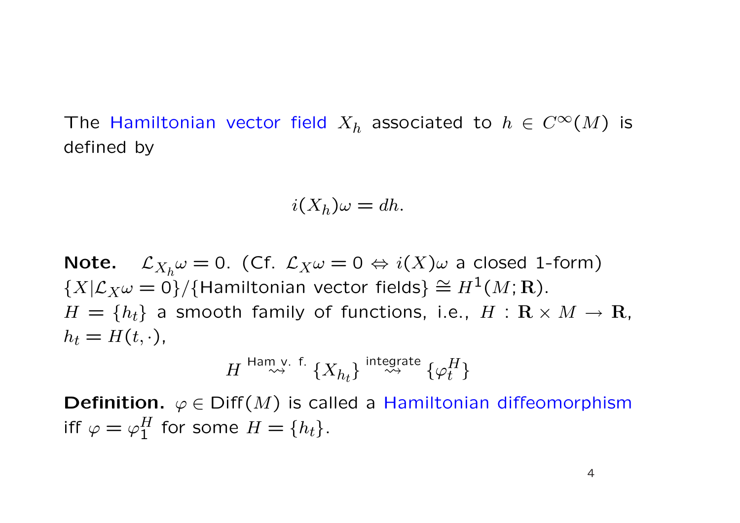The Hamiltonian vector field $X_h$ associated to $h \in C^\infty(M)$ is defined by

$$i(X_h)\omega = dh.$$

**Note.** $\mathcal{L}_{X_h}\omega = 0$. (Cf. $\mathcal{L}_X\omega = 0 \Leftrightarrow i(X)\omega$ a closed 1-form)
$\{X | \mathcal{L}_X\omega = 0\}/\{\text{Hamiltonian vector fields}\} \cong H^1(M; \mathbf{R})$.
$H = \{h_t\}$ a smooth family of functions, i.e., $H : \mathbf{R} \times M \to \mathbf{R}$, $h_t = H(t, \cdot)$,

$$H \overset{\text{Ham v. f.}}{\rightsquigarrow} \{X_{h_t}\} \overset{\text{integrate}}{\rightsquigarrow} \{\varphi_t^H\}$$

**Definition.** $\varphi \in \mathrm{Diff}(M)$ is called a Hamiltonian diffeomorphism iff $\varphi = \varphi_1^H$ for some $H = \{h_t\}$.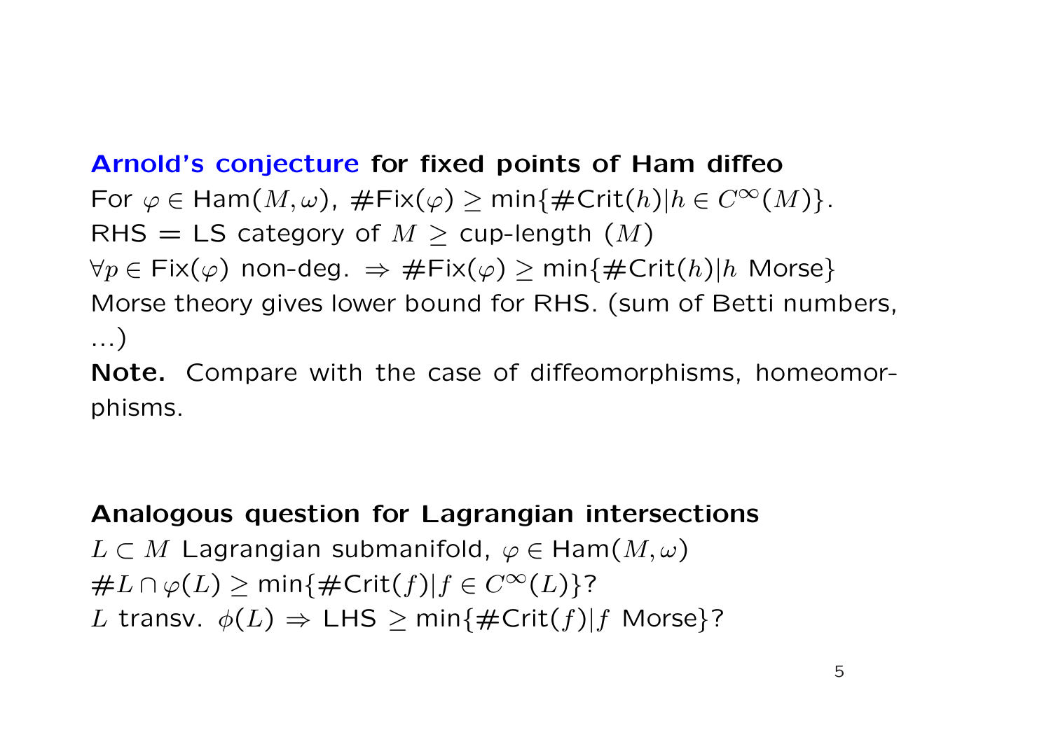**Arnold's conjecture for fixed points of Ham diffeo**

For $\varphi \in \mathsf{Ham}(M, \omega)$, $\#\mathsf{Fix}(\varphi) \geq \min\{\#\mathsf{Crit}(h) | h \in C^\infty(M)\}$.

RHS = LS category of $M \geq$ cup-length $(M)$

$\forall p \in \mathsf{Fix}(\varphi)$ non-deg. $\Rightarrow \#\mathsf{Fix}(\varphi) \geq \min\{\#\mathsf{Crit}(h) | h$ Morse$\}$

Morse theory gives lower bound for RHS. (sum of Betti numbers, ...)

**Note.** Compare with the case of diffeomorphisms, homeomorphisms.

**Analogous question for Lagrangian intersections**

$L \subset M$ Lagrangian submanifold, $\varphi \in \mathsf{Ham}(M, \omega)$

$\# L \cap \varphi(L) \geq \min\{\#\mathsf{Crit}(f) | f \in C^\infty(L)\}$?

$L$ transv. $\phi(L) \Rightarrow$ LHS $\geq \min\{\#\mathsf{Crit}(f) | f$ Morse$\}$?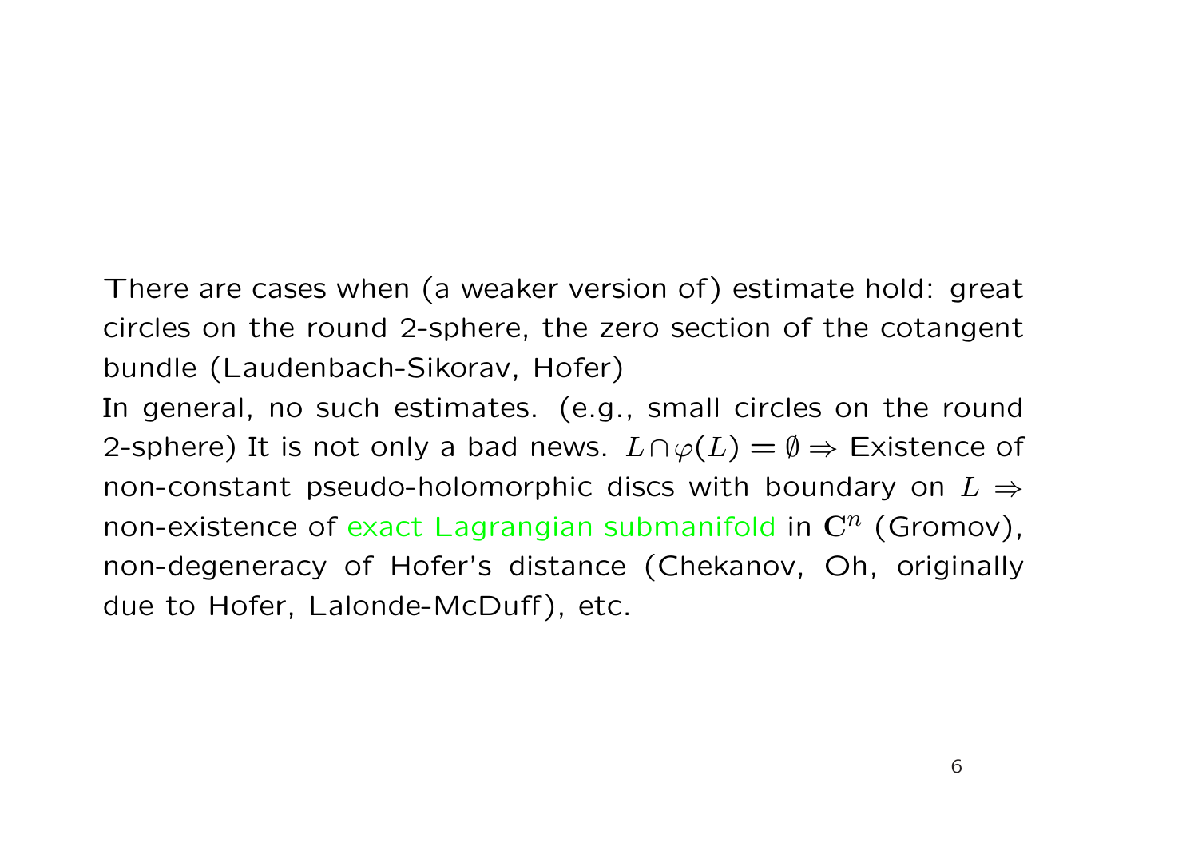There are cases when (a weaker version of) estimate hold: great circles on the round 2-sphere, the zero section of the cotangent bundle (Laudenbach-Sikorav, Hofer)

In general, no such estimates. (e.g., small circles on the round 2-sphere) It is not only a bad news. $L \cap \varphi(L) = \emptyset \Rightarrow$ Existence of non-constant pseudo-holomorphic discs with boundary on $L \Rightarrow$ non-existence of exact Lagrangian submanifold in $\mathbf{C}^n$ (Gromov), non-degeneracy of Hofer's distance (Chekanov, Oh, originally due to Hofer, Lalonde-McDuff), etc.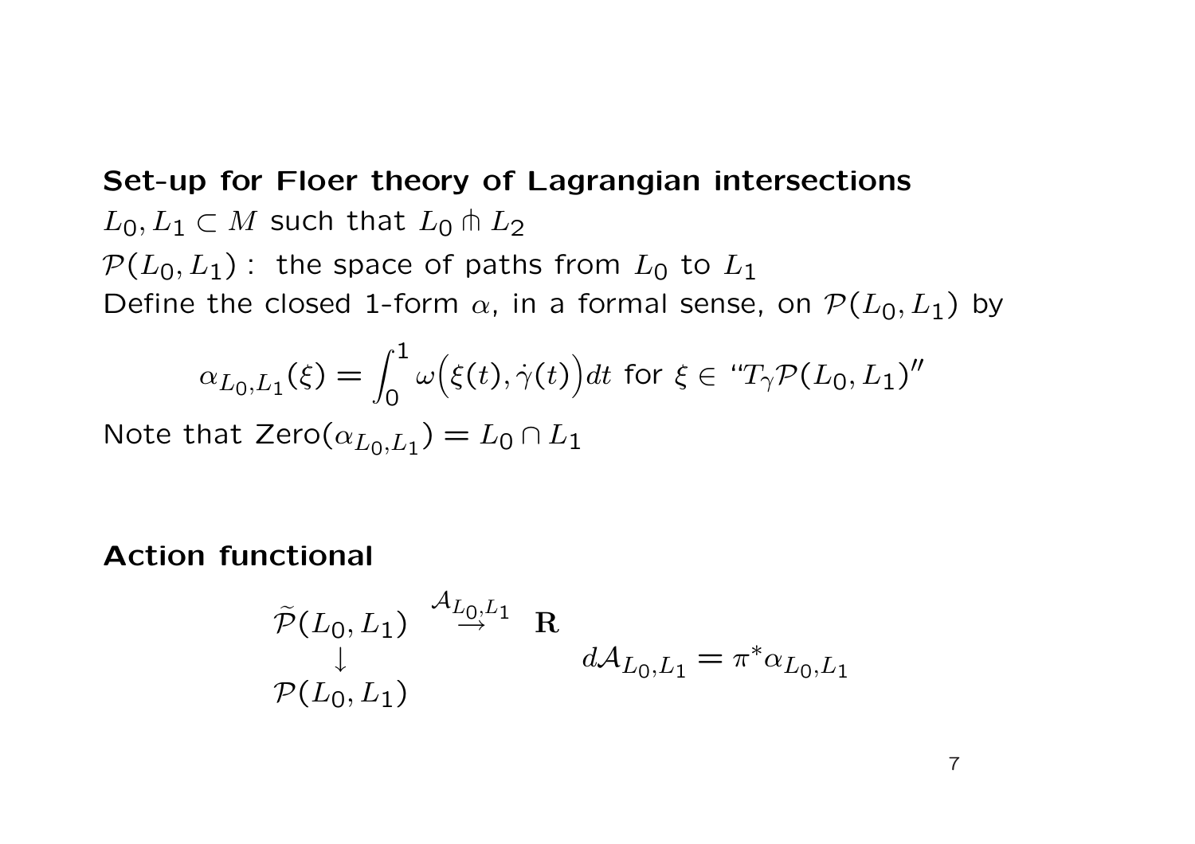**Set-up for Floer theory of Lagrangian intersections**

$L_0, L_1 \subset M$ such that $L_0 \pitchfork L_2$

$\mathcal{P}(L_0, L_1)$ : the space of paths from $L_0$ to $L_1$

Define the closed 1-form $\alpha$, in a formal sense, on $\mathcal{P}(L_0, L_1)$ by

$$\alpha_{L_0,L_1}(\xi) = \int_0^1 \omega\Big(\xi(t), \dot\gamma(t)\Big) dt \text{ for } \xi \in \text{“}T_\gamma \mathcal{P}(L_0, L_1)\text{''}$$

Note that $\text{Zero}(\alpha_{L_0,L_1}) = L_0 \cap L_1$

**Action functional**

$$\begin{array}{ccc} \widetilde{\mathcal{P}}(L_0, L_1) & \overset{\mathcal{A}_{L_0,L_1}}{\rightarrow} & \mathbf{R} \\ \downarrow & & \\ \mathcal{P}(L_0, L_1) & & \end{array} \qquad d\mathcal{A}_{L_0,L_1} = \pi^* \alpha_{L_0,L_1}$$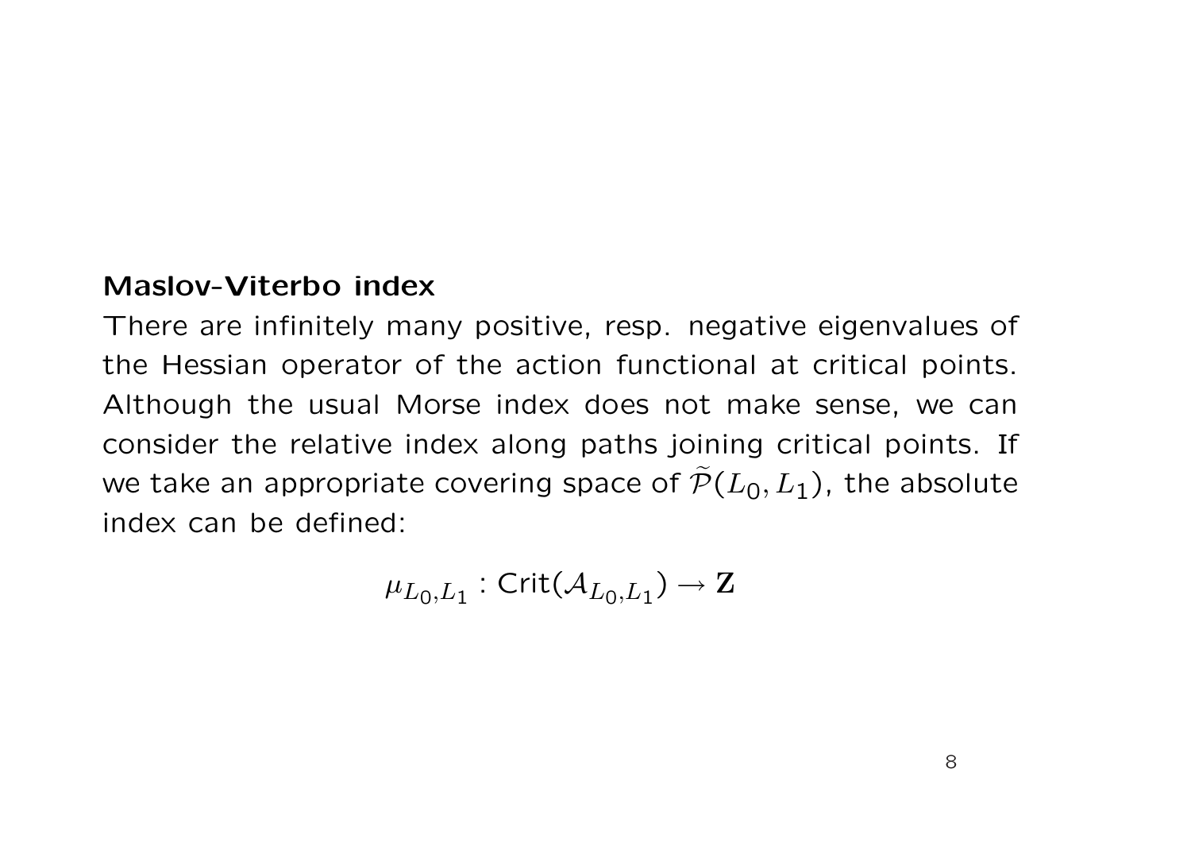**Maslov-Viterbo index**

There are infinitely many positive, resp. negative eigenvalues of the Hessian operator of the action functional at critical points. Although the usual Morse index does not make sense, we can consider the relative index along paths joining critical points. If we take an appropriate covering space of $\widetilde{\mathcal{P}}(L_0, L_1)$, the absolute index can be defined:

$$\mu_{L_0,L_1} : \mathsf{Crit}(\mathcal{A}_{L_0,L_1}) \to \mathbf{Z}$$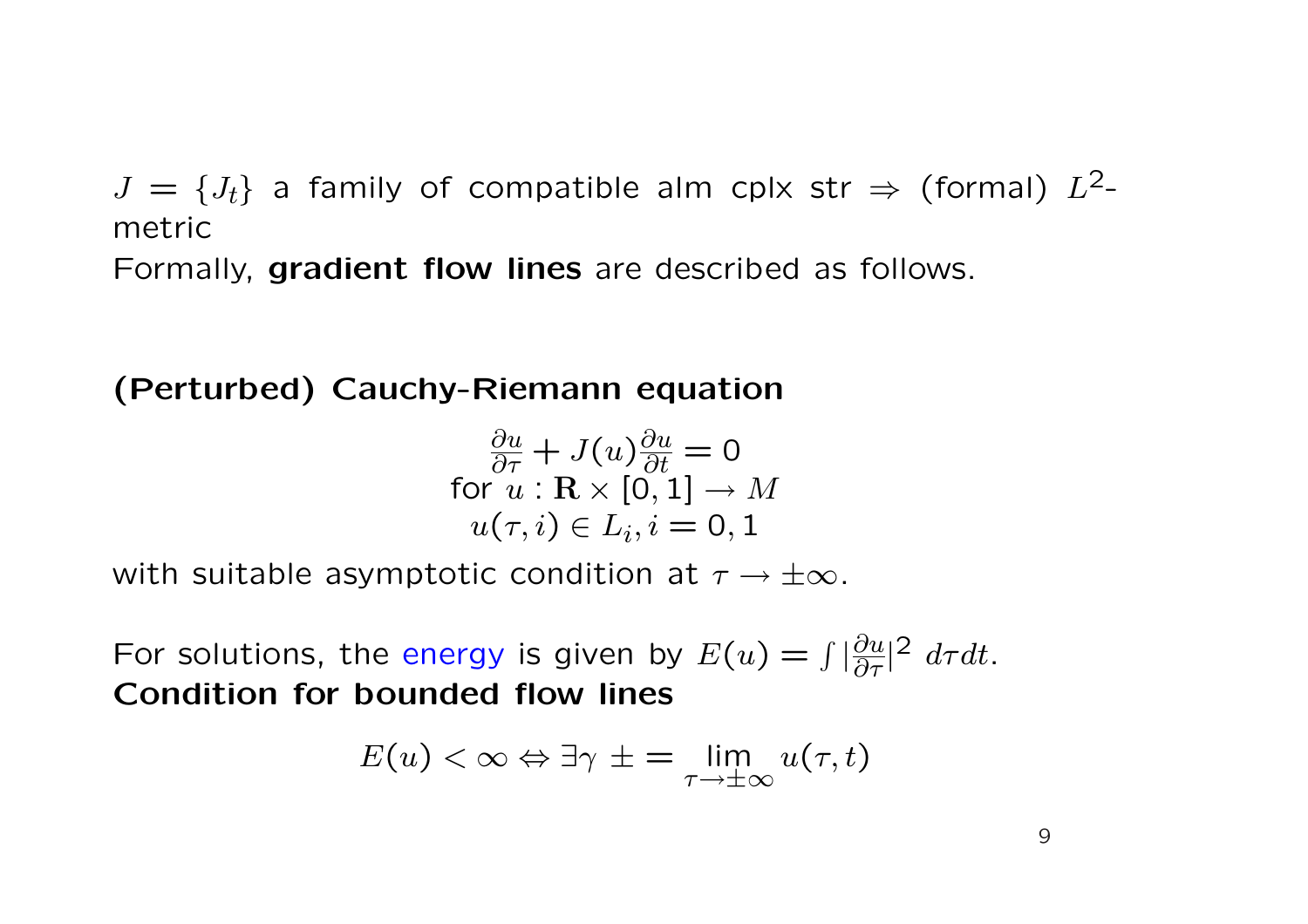$J = \{J_t\}$ a family of compatible alm cplx str $\Rightarrow$ (formal) $L^2$-metric

Formally, **gradient flow lines** are described as follows.

**(Perturbed) Cauchy-Riemann equation**

$$\frac{\partial u}{\partial \tau} + J(u)\frac{\partial u}{\partial t} = 0$$
$$\text{for } u : \mathbf{R} \times [0,1] \to M$$
$$u(\tau, i) \in L_i, i = 0, 1$$

with suitable asymptotic condition at $\tau \to \pm\infty$.

For solutions, the energy is given by $E(u) = \int |\frac{\partial u}{\partial \tau}|^2 \; d\tau dt$.

**Condition for bounded flow lines**

$$E(u) < \infty \Leftrightarrow \exists \gamma \pm = \lim_{\tau \to \pm\infty} u(\tau, t)$$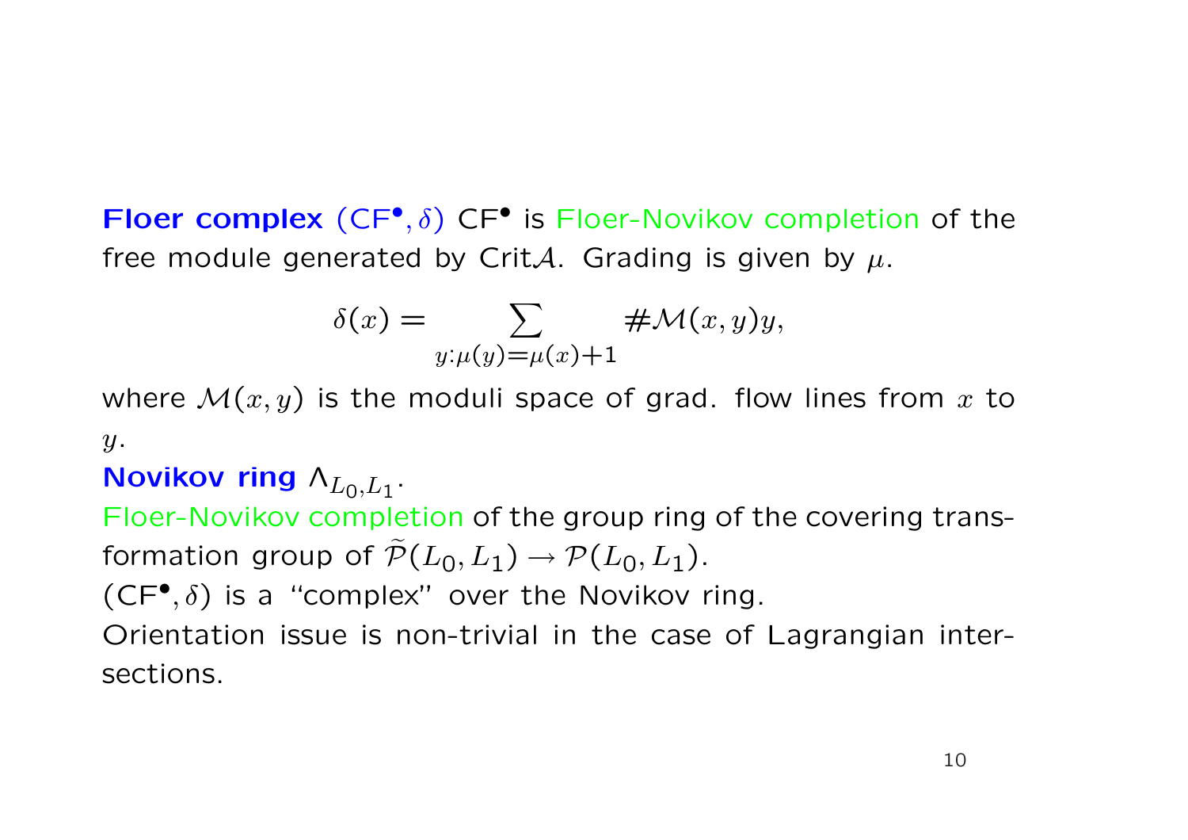**Floer complex** $(\mathrm{CF}^\bullet, \delta)$ $\mathrm{CF}^\bullet$ is Floer-Novikov completion of the free module generated by $\mathrm{Crit}\mathcal{A}$. Grading is given by $\mu$.

$$\delta(x) = \sum_{y:\mu(y)=\mu(x)+1} \#\mathcal{M}(x,y)y,$$

where $\mathcal{M}(x,y)$ is the moduli space of grad. flow lines from $x$ to $y$.

**Novikov ring** $\Lambda_{L_0,L_1}$.

Floer-Novikov completion of the group ring of the covering transformation group of $\widetilde{\mathcal{P}}(L_0, L_1) \to \mathcal{P}(L_0, L_1)$.

$(\mathrm{CF}^\bullet, \delta)$ is a "complex" over the Novikov ring.

Orientation issue is non-trivial in the case of Lagrangian intersections.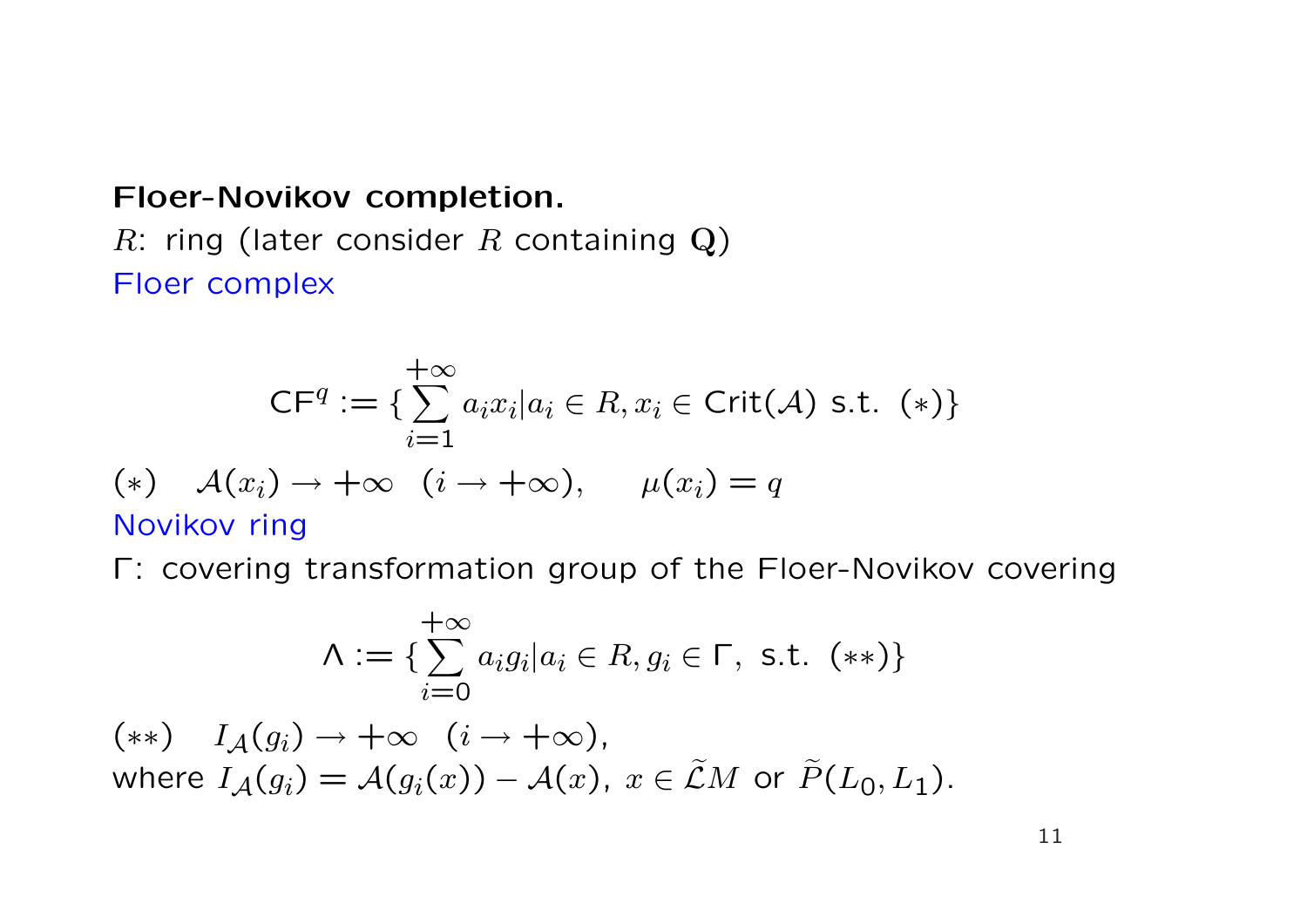**Floer-Novikov completion.**

$R$: ring (later consider $R$ containing $\mathbf{Q}$)

Floer complex

$$\mathsf{CF}^q := \{\sum_{i=1}^{+\infty} a_i x_i | a_i \in R, x_i \in \mathsf{Crit}(\mathcal{A}) \text{ s.t. } (*)\}$$

$(*)$ $\quad \mathcal{A}(x_i) \to +\infty \quad (i \to +\infty), \qquad \mu(x_i) = q$

Novikov ring

$\Gamma$: covering transformation group of the Floer-Novikov covering

$$\Lambda := \{\sum_{i=0}^{+\infty} a_i g_i | a_i \in R, g_i \in \Gamma, \text{ s.t. } (**)\}$$

$(**)$ $\quad I_{\mathcal{A}}(g_i) \to +\infty \quad (i \to +\infty)$,

where $I_{\mathcal{A}}(g_i) = \mathcal{A}(g_i(x)) - \mathcal{A}(x)$, $x \in \widetilde{\mathcal{L}}M$ or $\widetilde{P}(L_0, L_1)$.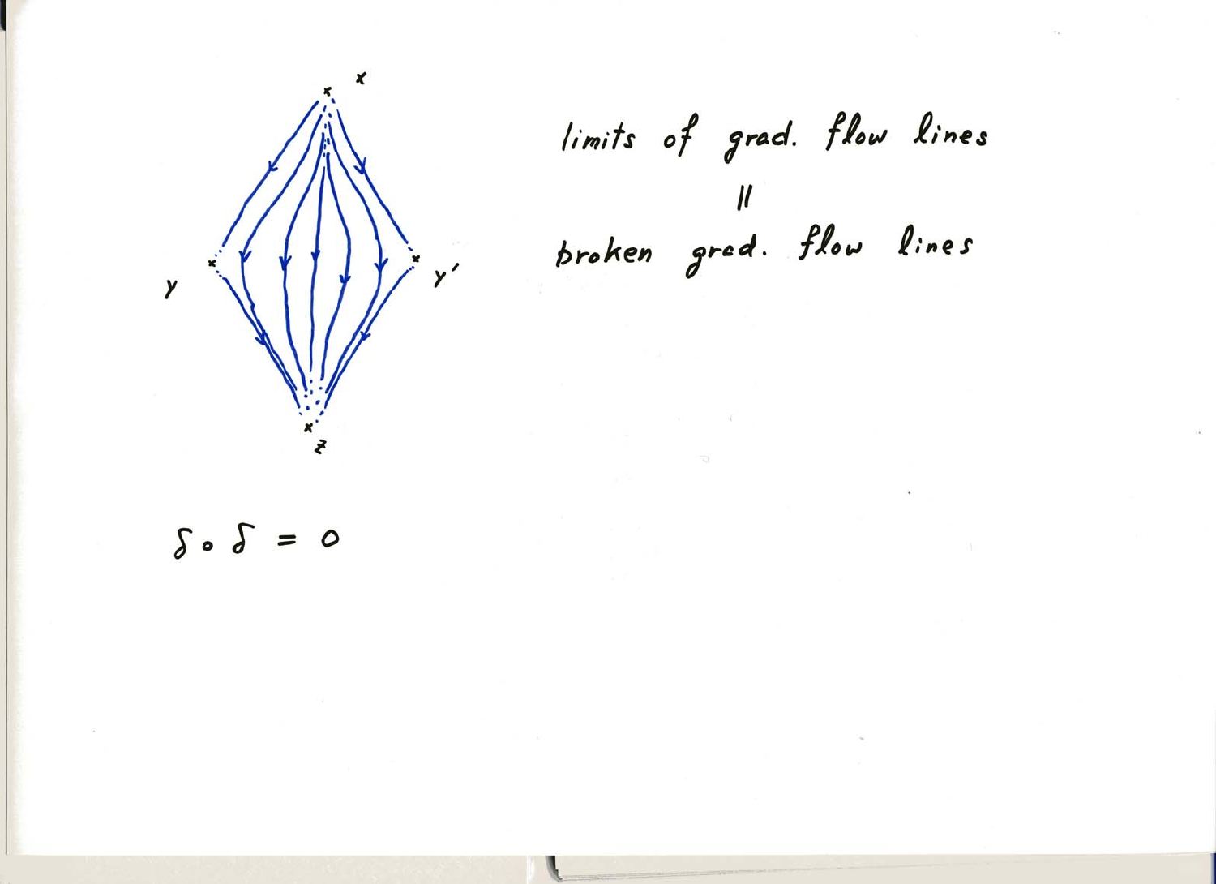limits of grad. flow lines

$\|$

broken grad. flow lines

$\delta \circ \delta = 0$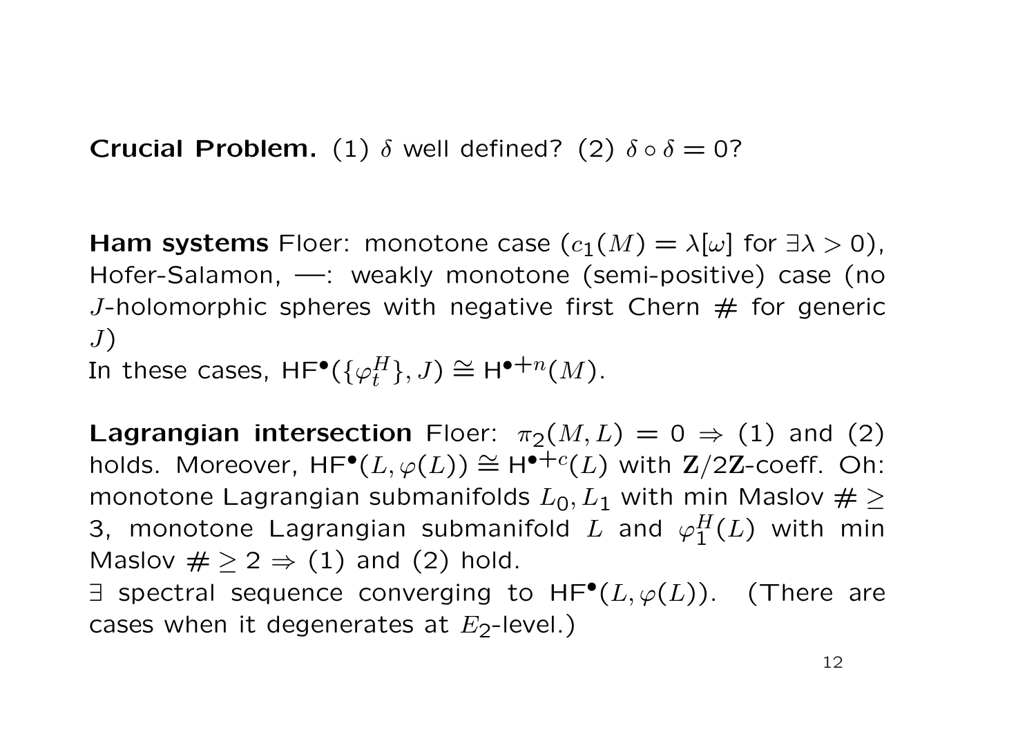**Crucial Problem.** (1) $\delta$ well defined? (2) $\delta \circ \delta = 0$?

**Ham systems** Floer: monotone case ($c_1(M) = \lambda[\omega]$ for $\exists \lambda > 0$), Hofer-Salamon, —: weakly monotone (semi-positive) case (no $J$-holomorphic spheres with negative first Chern # for generic $J$)
In these cases, $\mathrm{HF}^\bullet(\{\varphi_t^H\}, J) \cong \mathrm{H}^{\bullet+n}(M)$.

**Lagrangian intersection** Floer: $\pi_2(M, L) = 0 \Rightarrow$ (1) and (2) holds. Moreover, $\mathrm{HF}^\bullet(L, \varphi(L)) \cong \mathrm{H}^{\bullet+c}(L)$ with $\mathbf{Z}/2\mathbf{Z}$-coeff. Oh: monotone Lagrangian submanifolds $L_0, L_1$ with min Maslov # $\geq 3$, monotone Lagrangian submanifold $L$ and $\varphi_1^H(L)$ with min Maslov # $\geq 2 \Rightarrow$ (1) and (2) hold.
$\exists$ spectral sequence converging to $\mathrm{HF}^\bullet(L, \varphi(L))$. (There are cases when it degenerates at $E_2$-level.)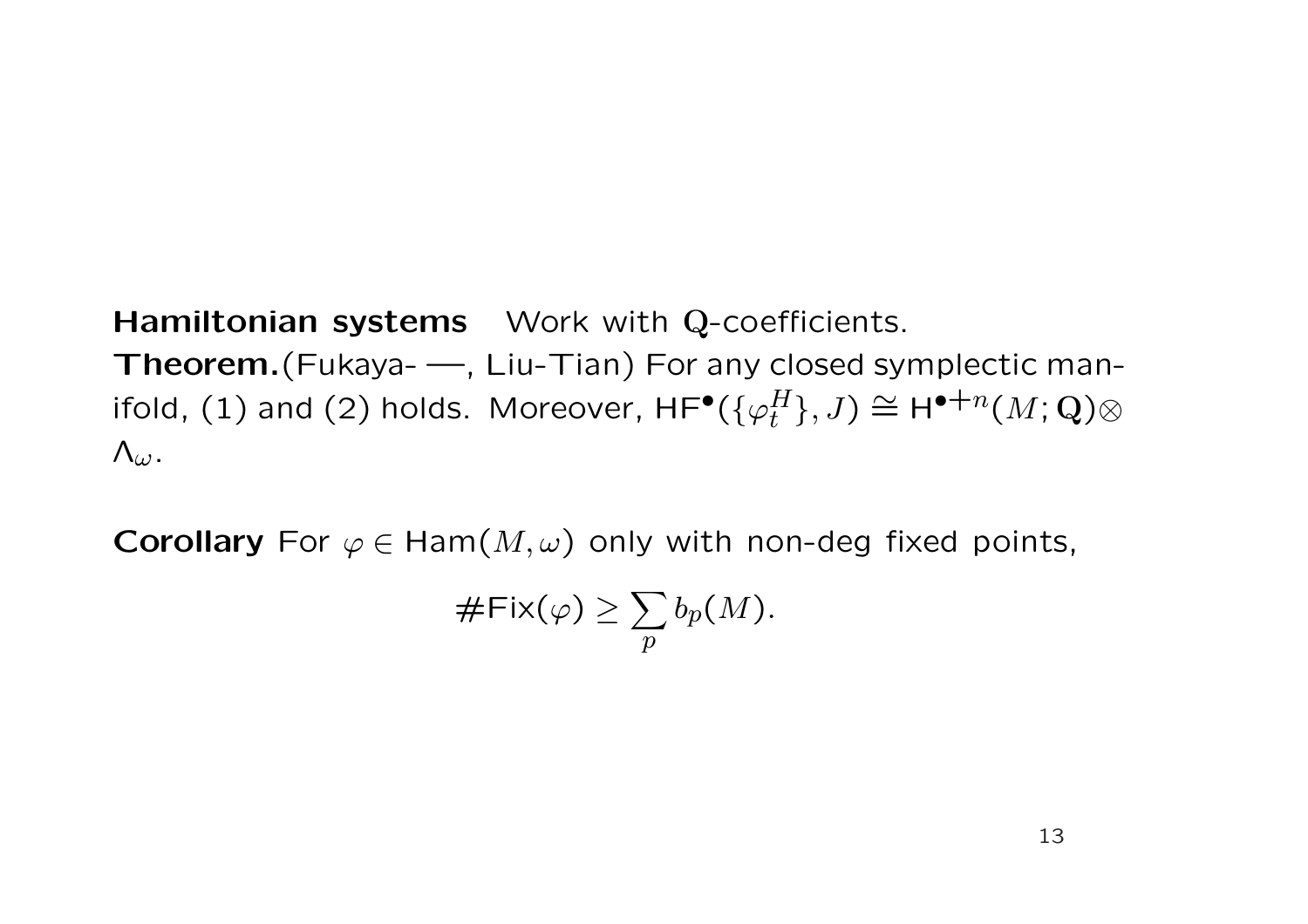**Hamiltonian systems** Work with $\mathbb{Q}$-coefficients.

**Theorem.** (Fukaya- —, Liu-Tian) For any closed symplectic manifold, (1) and (2) holds. Moreover, $\mathsf{HF}^\bullet(\{\varphi_t^H\}, J) \cong \mathsf{H}^{\bullet+n}(M; \mathbb{Q}) \otimes \Lambda_\omega$.

**Corollary** For $\varphi \in \mathsf{Ham}(M, \omega)$ only with non-deg fixed points,

$$\#\mathsf{Fix}(\varphi) \geq \sum_p b_p(M).$$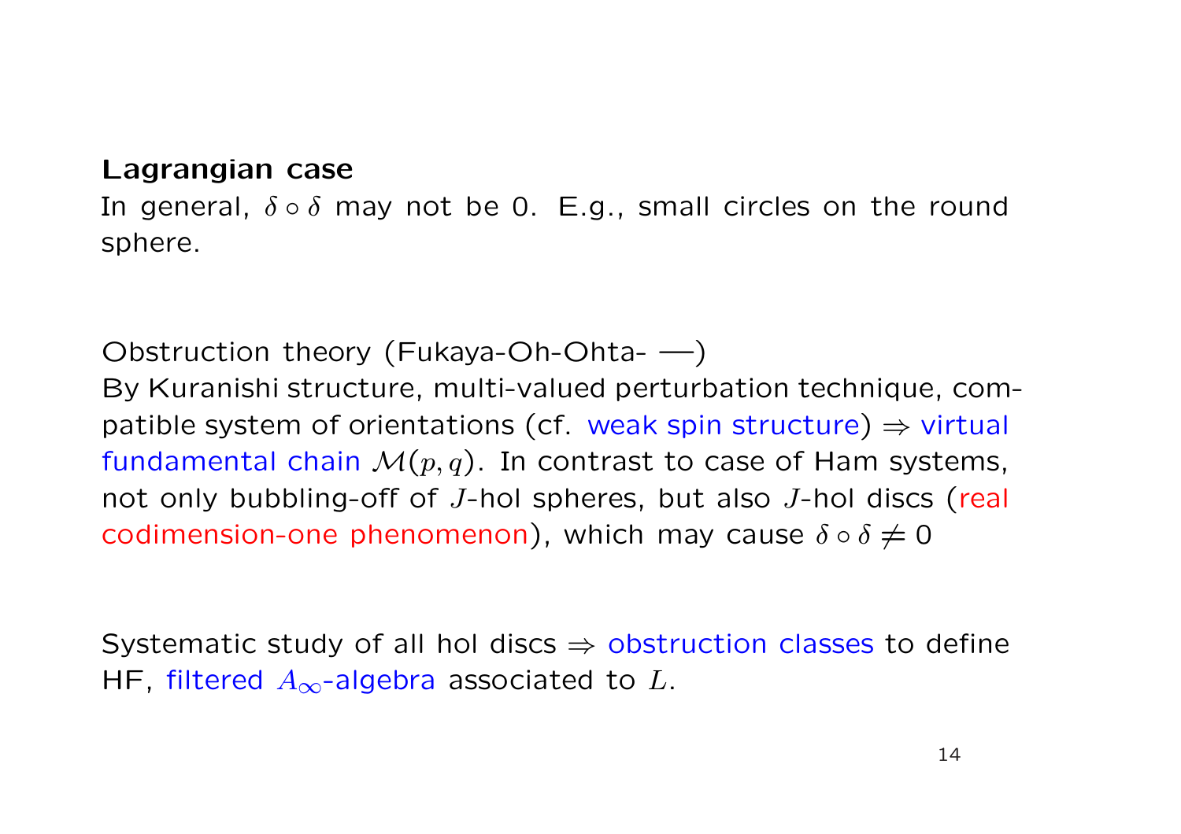**Lagrangian case**

In general, $\delta \circ \delta$ may not be 0. E.g., small circles on the round sphere.

Obstruction theory (Fukaya-Oh-Ohta- —)

By Kuranishi structure, multi-valued perturbation technique, compatible system of orientations (cf. weak spin structure) $\Rightarrow$ virtual fundamental chain $\mathcal{M}(p, q)$. In contrast to case of Ham systems, not only bubbling-off of $J$-hol spheres, but also $J$-hol discs (real codimension-one phenomenon), which may cause $\delta \circ \delta \neq 0$

Systematic study of all hol discs $\Rightarrow$ obstruction classes to define HF, filtered $A_\infty$-algebra associated to $L$.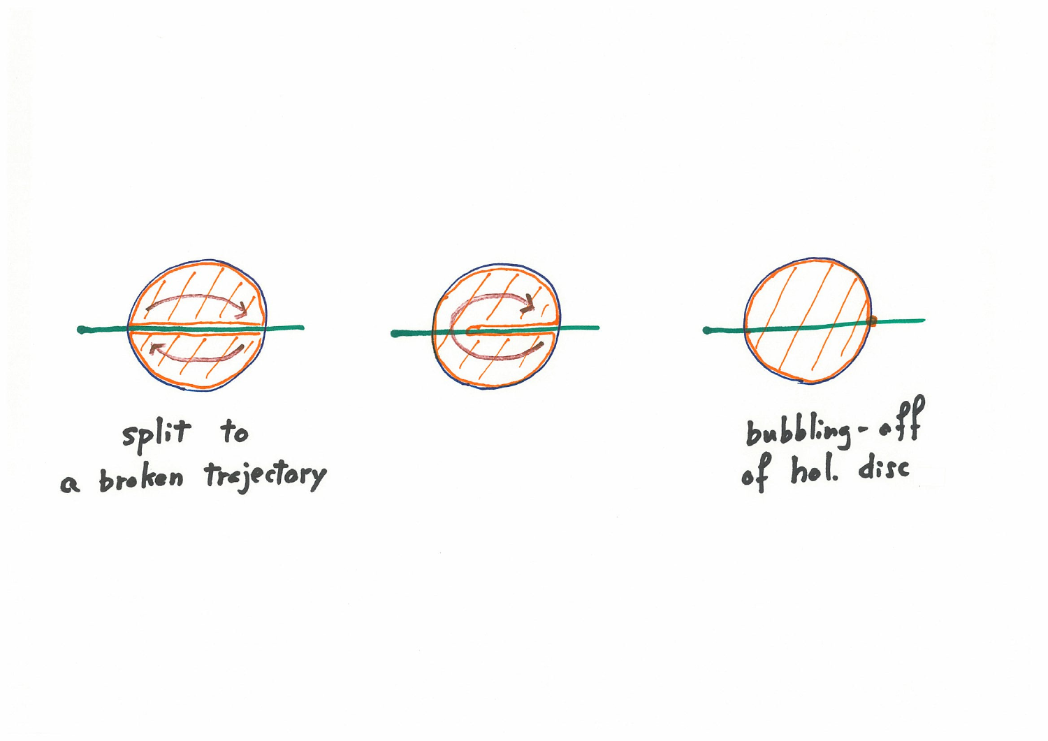split to
a broken trajectory

bubbling-off
of hol. disc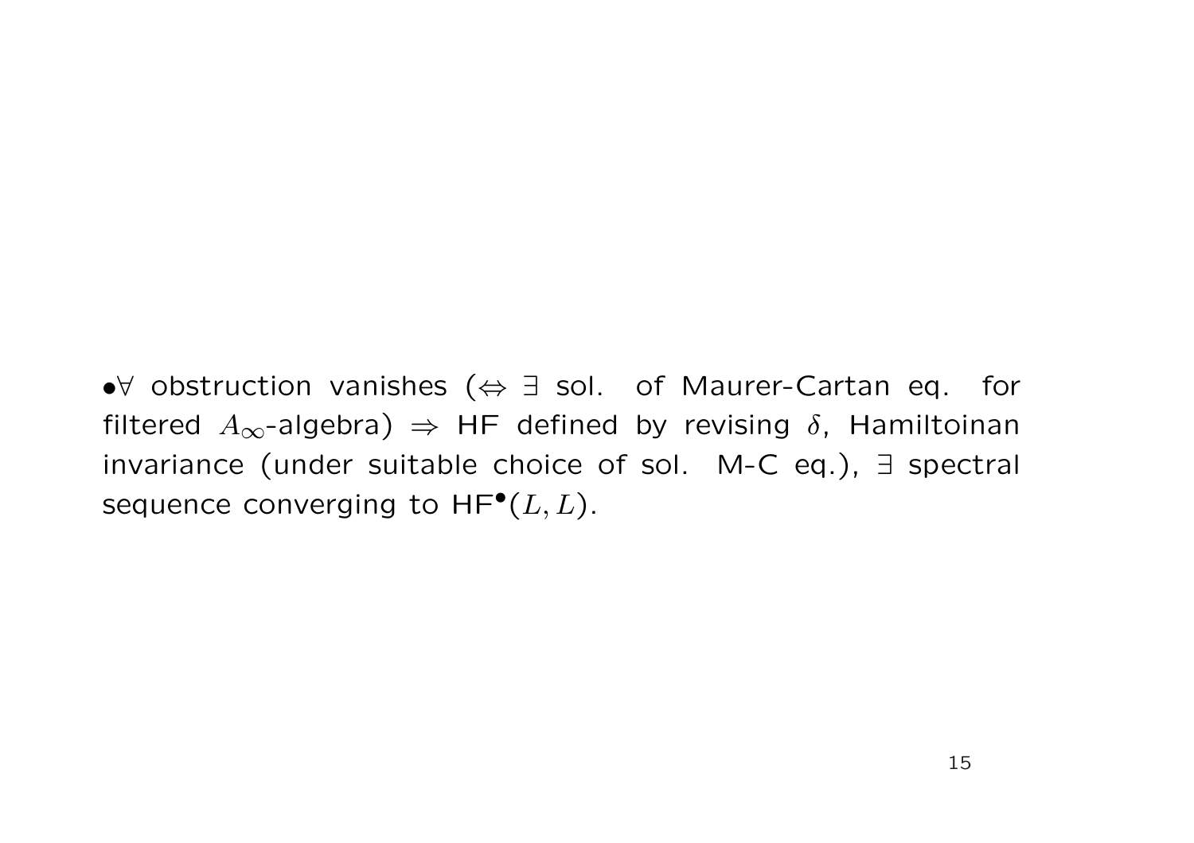•$\forall$ obstruction vanishes ($\Leftrightarrow$ $\exists$ sol. of Maurer-Cartan eq. for filtered $A_\infty$-algebra) $\Rightarrow$ HF defined by revising $\delta$, Hamiltoinan invariance (under suitable choice of sol. M-C eq.), $\exists$ spectral sequence converging to $\mathrm{HF}^\bullet(L, L)$.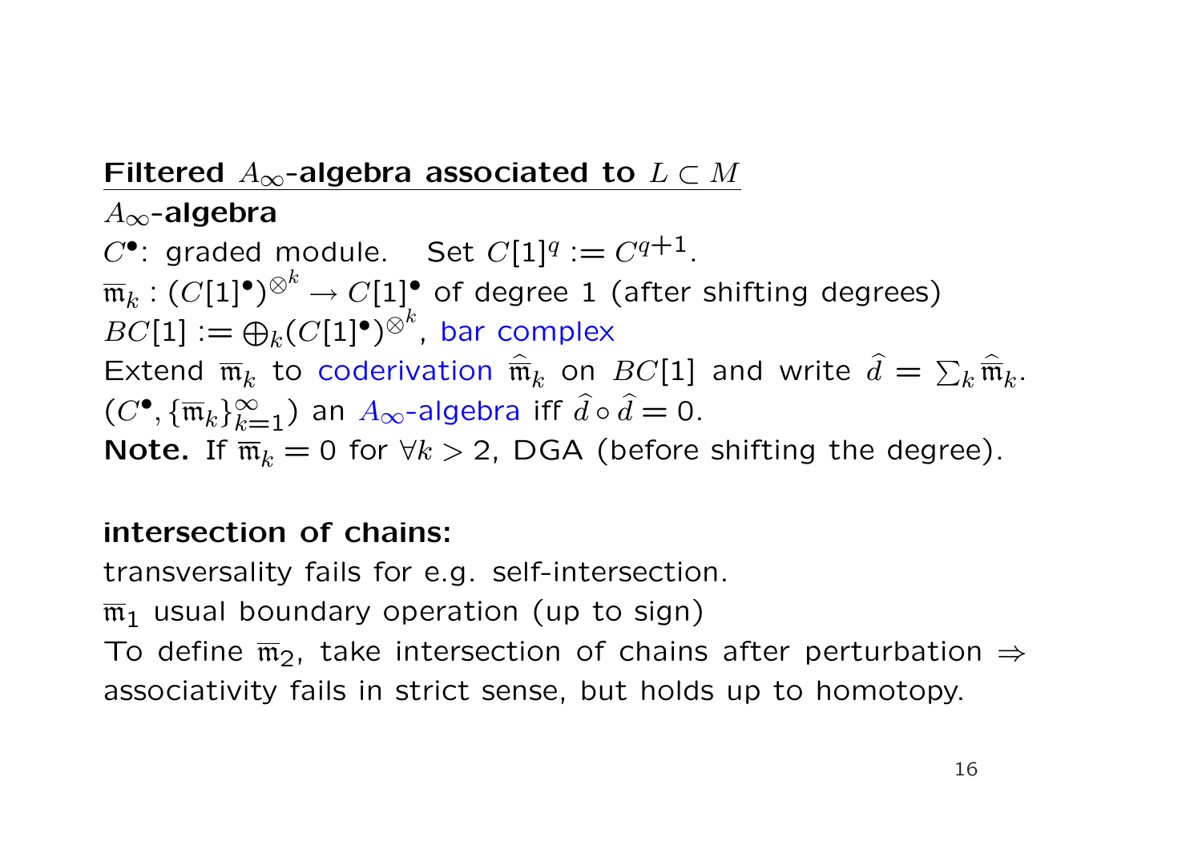## Filtered $A_\infty$-algebra associated to $L \subset M$

**$A_\infty$-algebra**

$C^\bullet$: graded module. Set $C[1]^q := C^{q+1}$.

$\overline{\mathfrak{m}}_k : (C[1]^\bullet)^{\otimes^k} \to C[1]^\bullet$ of degree 1 (after shifting degrees)

$BC[1] := \bigoplus_k (C[1]^\bullet)^{\otimes^k}$, bar complex

Extend $\overline{\mathfrak{m}}_k$ to coderivation $\widehat{\overline{\mathfrak{m}}}_k$ on $BC[1]$ and write $\widehat{d} = \sum_k \widehat{\overline{\mathfrak{m}}}_k$.

$(C^\bullet, \{\overline{\mathfrak{m}}_k\}_{k=1}^\infty)$ an $A_\infty$-algebra iff $\widehat{d} \circ \widehat{d} = 0$.

**Note.** If $\overline{\mathfrak{m}}_k = 0$ for $\forall k > 2$, DGA (before shifting the degree).

**intersection of chains:**

transversality fails for e.g. self-intersection.

$\overline{\mathfrak{m}}_1$ usual boundary operation (up to sign)

To define $\overline{\mathfrak{m}}_2$, take intersection of chains after perturbation $\Rightarrow$ associativity fails in strict sense, but holds up to homotopy.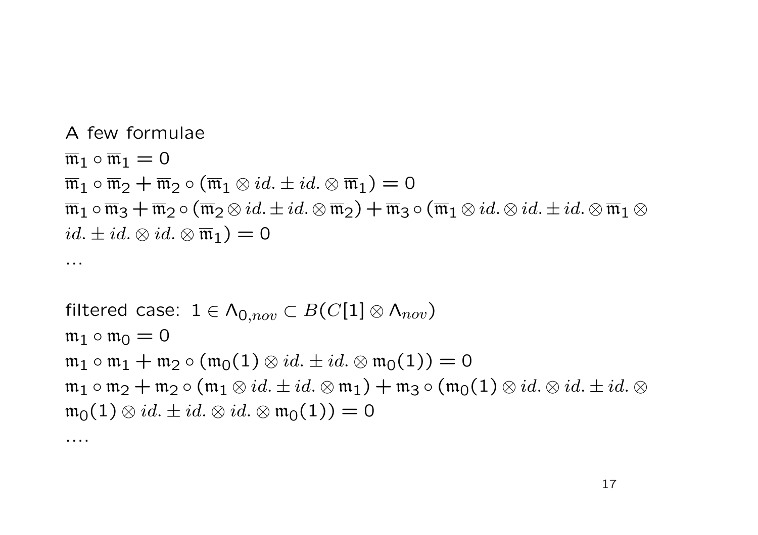A few formulae

$\overline{\mathfrak{m}}_1 \circ \overline{\mathfrak{m}}_1 = 0$

$\overline{\mathfrak{m}}_1 \circ \overline{\mathfrak{m}}_2 + \overline{\mathfrak{m}}_2 \circ (\overline{\mathfrak{m}}_1 \otimes id. \pm id. \otimes \overline{\mathfrak{m}}_1) = 0$

$\overline{\mathfrak{m}}_1 \circ \overline{\mathfrak{m}}_3 + \overline{\mathfrak{m}}_2 \circ (\overline{\mathfrak{m}}_2 \otimes id. \pm id. \otimes \overline{\mathfrak{m}}_2) + \overline{\mathfrak{m}}_3 \circ (\overline{\mathfrak{m}}_1 \otimes id. \otimes id. \pm id. \otimes \overline{\mathfrak{m}}_1 \otimes id. \pm id. \otimes id. \otimes \overline{\mathfrak{m}}_1) = 0$

$\cdots$

filtered case: $1 \in \Lambda_{0,nov} \subset B(C[1] \otimes \Lambda_{nov})$

$\mathfrak{m}_1 \circ \mathfrak{m}_0 = 0$

$\mathfrak{m}_1 \circ \mathfrak{m}_1 + \mathfrak{m}_2 \circ (\mathfrak{m}_0(1) \otimes id. \pm id. \otimes \mathfrak{m}_0(1)) = 0$

$\mathfrak{m}_1 \circ \mathfrak{m}_2 + \mathfrak{m}_2 \circ (\mathfrak{m}_1 \otimes id. \pm id. \otimes \mathfrak{m}_1) + \mathfrak{m}_3 \circ (\mathfrak{m}_0(1) \otimes id. \otimes id. \pm id. \otimes \mathfrak{m}_0(1) \otimes id. \pm id. \otimes id. \otimes \mathfrak{m}_0(1)) = 0$

$\cdots .$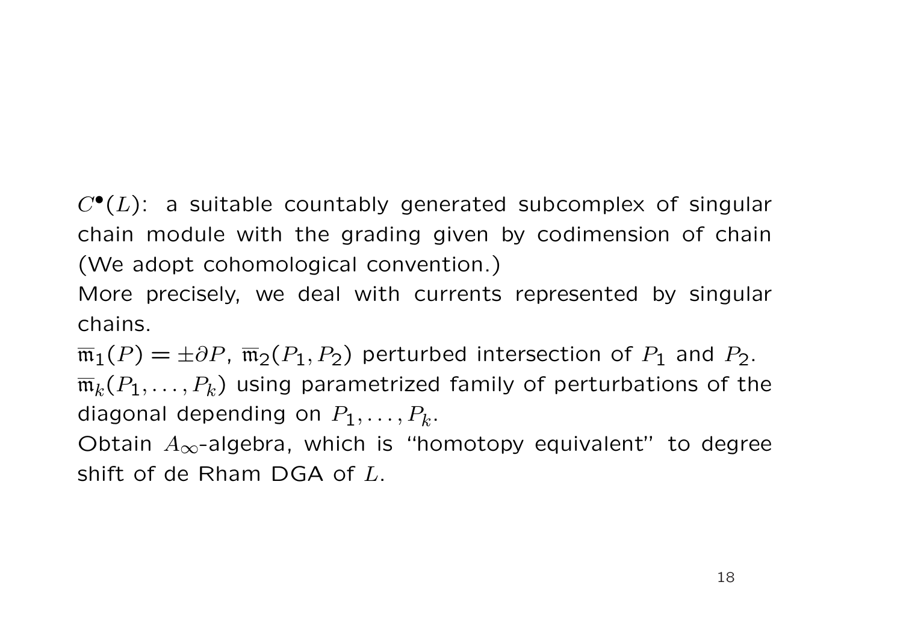$C^\bullet(L)$: a suitable countably generated subcomplex of singular chain module with the grading given by codimension of chain (We adopt cohomological convention.)

More precisely, we deal with currents represented by singular chains.

$\overline{\mathfrak{m}}_1(P) = \pm\partial P$, $\overline{\mathfrak{m}}_2(P_1, P_2)$ perturbed intersection of $P_1$ and $P_2$.

$\overline{\mathfrak{m}}_k(P_1, \ldots, P_k)$ using parametrized family of perturbations of the diagonal depending on $P_1, \ldots, P_k$.

Obtain $A_\infty$-algebra, which is "homotopy equivalent" to degree shift of de Rham DGA of $L$.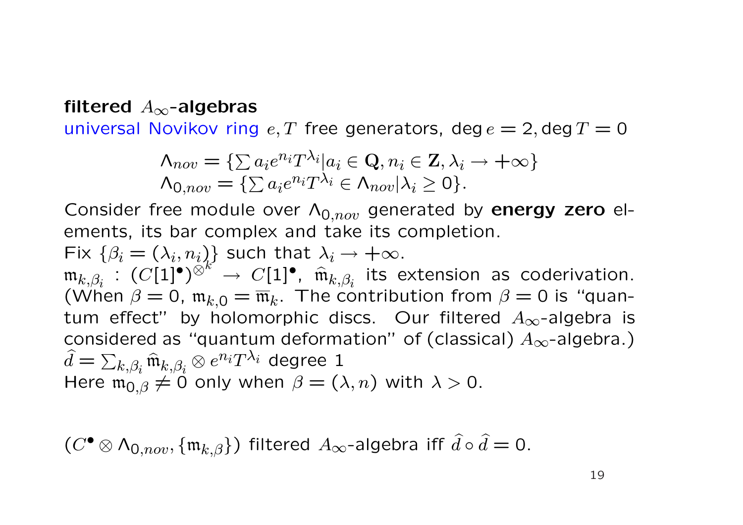**filtered $A_\infty$-algebras**

universal Novikov ring $e, T$ free generators, $\deg e = 2, \deg T = 0$

$$\Lambda_{nov} = \{\sum a_i e^{n_i} T^{\lambda_i} | a_i \in \mathbf{Q}, n_i \in \mathbf{Z}, \lambda_i \to +\infty\}$$
$$\Lambda_{0,nov} = \{\sum a_i e^{n_i} T^{\lambda_i} \in \Lambda_{nov} | \lambda_i \geq 0\}.$$

Consider free module over $\Lambda_{0,nov}$ generated by **energy zero** elements, its bar complex and take its completion.

Fix $\{\beta_i = (\lambda_i, n_i)\}$ such that $\lambda_i \to +\infty$.

$\mathfrak{m}_{k,\beta_i} : (C[1]^\bullet)^{\otimes^k} \to C[1]^\bullet$, $\widehat{\mathfrak{m}}_{k,\beta_i}$ its extension as coderivation. (When $\beta = 0$, $\mathfrak{m}_{k,0} = \overline{\mathfrak{m}}_k$. The contribution from $\beta = 0$ is "quantum effect" by holomorphic discs. Our filtered $A_\infty$-algebra is considered as "quantum deformation" of (classical) $A_\infty$-algebra.)

$\widehat{d} = \sum_{k,\beta_i} \widehat{\mathfrak{m}}_{k,\beta_i} \otimes e^{n_i} T^{\lambda_i}$ degree 1

Here $\mathfrak{m}_{0,\beta} \neq 0$ only when $\beta = (\lambda, n)$ with $\lambda > 0$.

$(C^\bullet \otimes \Lambda_{0,nov}, \{\mathfrak{m}_{k,\beta}\})$ filtered $A_\infty$-algebra iff $\widehat{d} \circ \widehat{d} = 0$.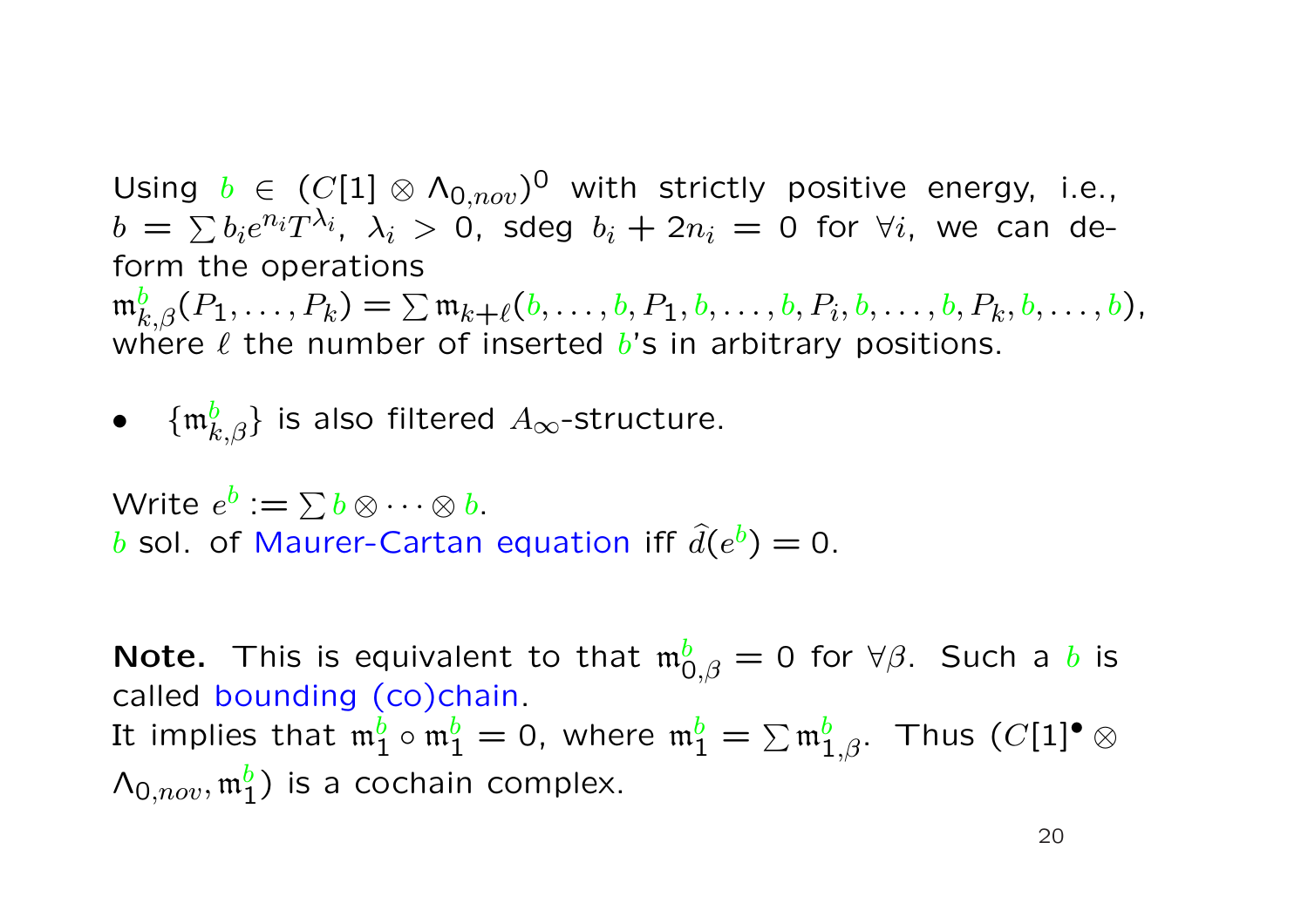Using $b \in (C[1] \otimes \Lambda_{0,nov})^0$ with strictly positive energy, i.e., $b = \sum b_i e^{n_i} T^{\lambda_i}$, $\lambda_i > 0$, sdeg $b_i + 2n_i = 0$ for $\forall i$, we can deform the operations

$\mathfrak{m}^b_{k,\beta}(P_1, \ldots, P_k) = \sum \mathfrak{m}_{k+\ell}(b, \ldots, b, P_1, b, \ldots, b, P_i, b, \ldots, b, P_k, b, \ldots, b)$,

where $\ell$ the number of inserted $b$'s in arbitrary positions.

- $\{\mathfrak{m}^b_{k,\beta}\}$ is also filtered $A_\infty$-structure.

Write $e^b := \sum b \otimes \cdots \otimes b$.

$b$ sol. of Maurer-Cartan equation iff $\widehat{d}(e^b) = 0$.

**Note.** This is equivalent to that $\mathfrak{m}^b_{0,\beta} = 0$ for $\forall \beta$. Such a $b$ is called bounding (co)chain.

It implies that $\mathfrak{m}^b_1 \circ \mathfrak{m}^b_1 = 0$, where $\mathfrak{m}^b_1 = \sum \mathfrak{m}^b_{1,\beta}$. Thus $(C[1]^\bullet \otimes \Lambda_{0,nov}, \mathfrak{m}^b_1)$ is a cochain complex.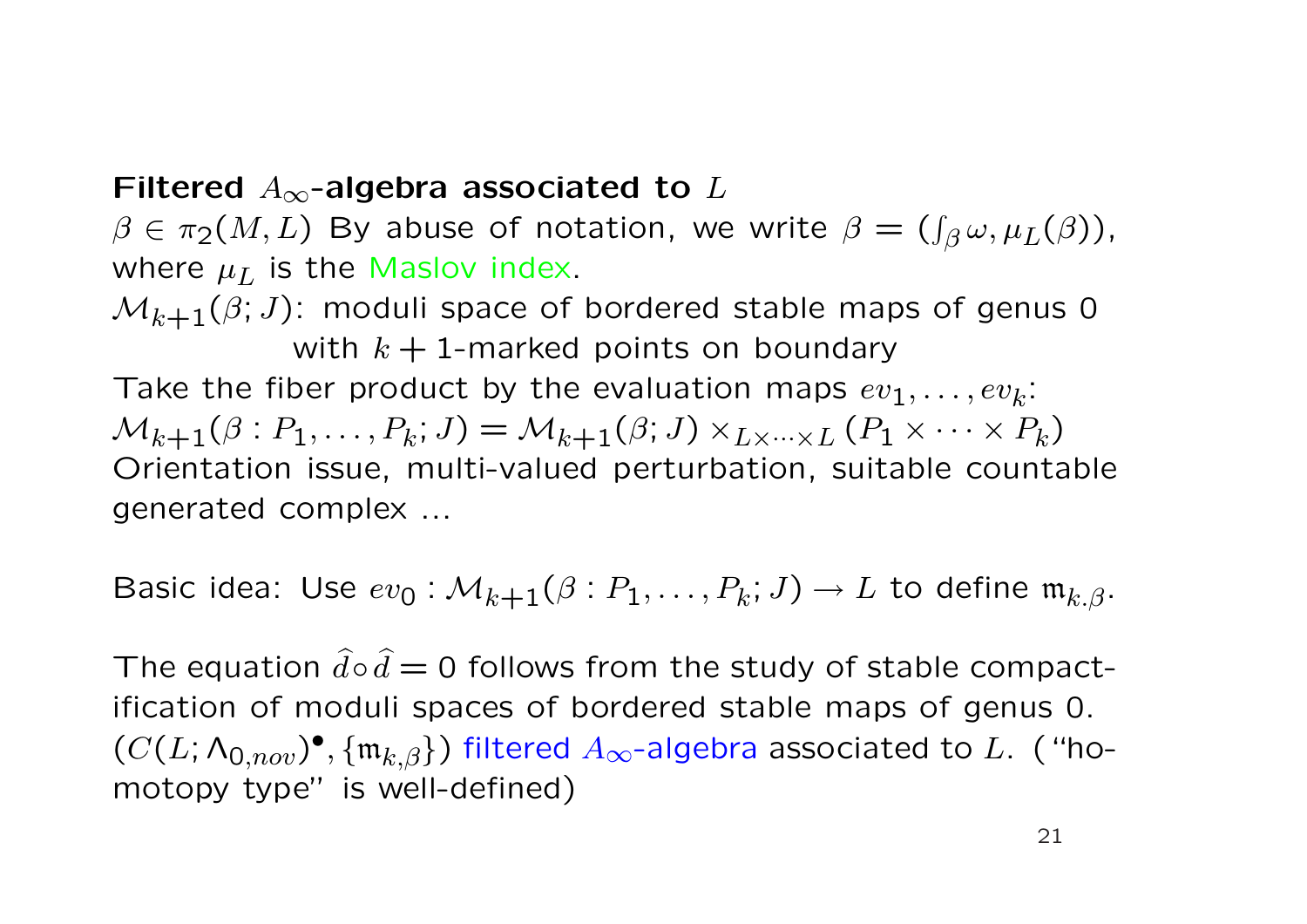**Filtered $A_\infty$-algebra associated to $L$**

$\beta \in \pi_2(M, L)$ By abuse of notation, we write $\beta = (\int_\beta \omega, \mu_L(\beta))$, where $\mu_L$ is the Maslov index.

$\mathcal{M}_{k+1}(\beta; J)$: moduli space of bordered stable maps of genus 0 with $k+1$-marked points on boundary

Take the fiber product by the evaluation maps $ev_1, \ldots, ev_k$:

$\mathcal{M}_{k+1}(\beta : P_1, \ldots, P_k; J) = \mathcal{M}_{k+1}(\beta; J) \times_{L \times \cdots \times L} (P_1 \times \cdots \times P_k)$

Orientation issue, multi-valued perturbation, suitable countable generated complex ...

Basic idea: Use $ev_0 : \mathcal{M}_{k+1}(\beta : P_1, \ldots, P_k; J) \to L$ to define $\mathfrak{m}_{k.\beta}$.

The equation $\widehat{d} \circ \widehat{d} = 0$ follows from the study of stable compactification of moduli spaces of bordered stable maps of genus 0.

$(C(L; \Lambda_{0,nov})^\bullet, \{\mathfrak{m}_{k,\beta}\})$ filtered $A_\infty$-algebra associated to $L$. ("homotopy type" is well-defined)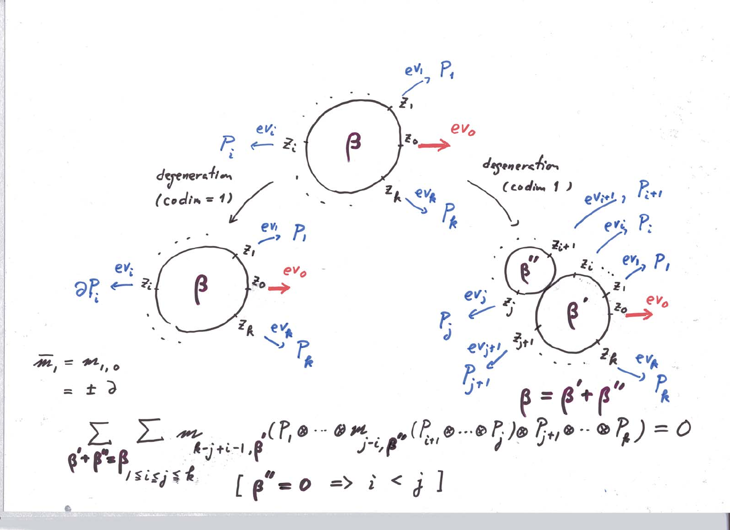degeneration (codim = 1)

degeneration (codim 1)

$$\bar{m}_1 = m_{1,0} = \pm \partial$$

$$\beta = \beta' + \beta''$$

$$\sum_{\beta'+\beta''=\beta} \sum_{1 \le i \le j \le k} m_{k-j+i-1,\beta'}(P_1 \otimes \cdots \otimes m_{j-i,\beta''}(P_{i+1} \otimes \cdots \otimes P_j) \otimes P_{j+1} \otimes \cdots \otimes P_k) = 0$$

$$[\beta'' = 0 \Rightarrow i < j]$$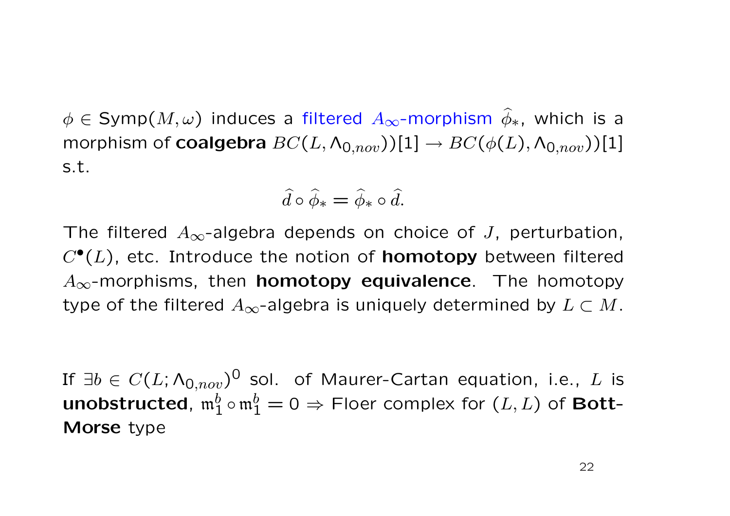$\phi \in \mathrm{Symp}(M, \omega)$ induces a filtered $A_\infty$-morphism $\widehat{\phi}_*$, which is a morphism of **coalgebra** $BC(L, \Lambda_{0,nov}))[1] \to BC(\phi(L), \Lambda_{0,nov}))[1]$ s.t.

$$\widehat{d} \circ \widehat{\phi}_* = \widehat{\phi}_* \circ \widehat{d}.$$

The filtered $A_\infty$-algebra depends on choice of $J$, perturbation, $C^\bullet(L)$, etc. Introduce the notion of **homotopy** between filtered $A_\infty$-morphisms, then **homotopy equivalence**. The homotopy type of the filtered $A_\infty$-algebra is uniquely determined by $L \subset M$.

If $\exists b \in C(L; \Lambda_{0,nov})^0$ sol. of Maurer-Cartan equation, i.e., $L$ is **unobstructed**, $\mathfrak{m}_1^b \circ \mathfrak{m}_1^b = 0 \Rightarrow$ Floer complex for $(L, L)$ of **Bott-Morse** type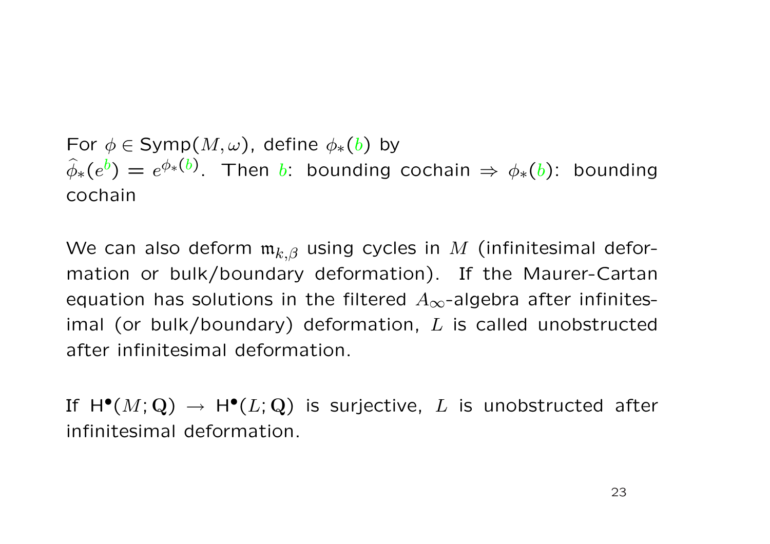For $\phi \in \mathsf{Symp}(M, \omega)$, define $\phi_*(b)$ by $\widehat{\phi}_*(e^{b}) = e^{\phi_*(b)}$. Then $b$: bounding cochain $\Rightarrow$ $\phi_*(b)$: bounding cochain

We can also deform $\mathfrak{m}_{k,\beta}$ using cycles in $M$ (infinitesimal deformation or bulk/boundary deformation). If the Maurer-Cartan equation has solutions in the filtered $A_\infty$-algebra after infinitesimal (or bulk/boundary) deformation, $L$ is called unobstructed after infinitesimal deformation.

If $\mathsf{H}^\bullet(M; \mathbb{Q}) \to \mathsf{H}^\bullet(L; \mathbb{Q})$ is surjective, $L$ is unobstructed after infinitesimal deformation.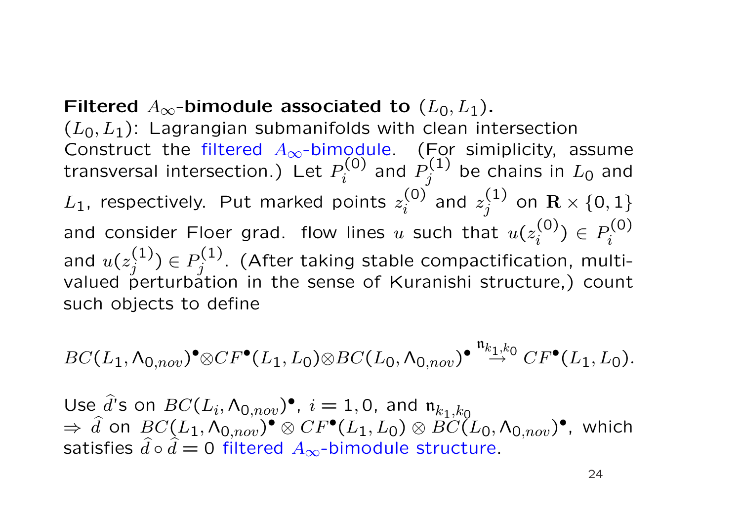**Filtered $A_\infty$-bimodule associated to $(L_0, L_1)$.**

$(L_0, L_1)$: Lagrangian submanifolds with clean intersection

Construct the filtered $A_\infty$-bimodule. (For simiplicity, assume transversal intersection.) Let $P_i^{(0)}$ and $P_j^{(1)}$ be chains in $L_0$ and $L_1$, respectively. Put marked points $z_i^{(0)}$ and $z_j^{(1)}$ on $\mathbf{R} \times \{0,1\}$ and consider Floer grad. flow lines $u$ such that $u(z_i^{(0)}) \in P_i^{(0)}$ and $u(z_j^{(1)}) \in P_j^{(1)}$. (After taking stable compactification, multi-valued perturbation in the sense of Kuranishi structure,) count such objects to define

$$BC(L_1, \Lambda_{0,nov})^\bullet \otimes CF^\bullet(L_1, L_0) \otimes BC(L_0, \Lambda_{0,nov})^\bullet \overset{\mathfrak{n}_{k_1,k_0}}{\to} CF^\bullet(L_1, L_0).$$

Use $\widehat{d}$'s on $BC(L_i, \Lambda_{0,nov})^\bullet$, $i = 1, 0$, and $\mathfrak{n}_{k_1,k_0}$
$\Rightarrow$ $\widehat{d}$ on $BC(L_1, \Lambda_{0,nov})^\bullet \otimes CF^\bullet(L_1, L_0) \otimes BC(L_0, \Lambda_{0,nov})^\bullet$, which satisfies $\widehat{d} \circ \widehat{d} = 0$ filtered $A_\infty$-bimodule structure.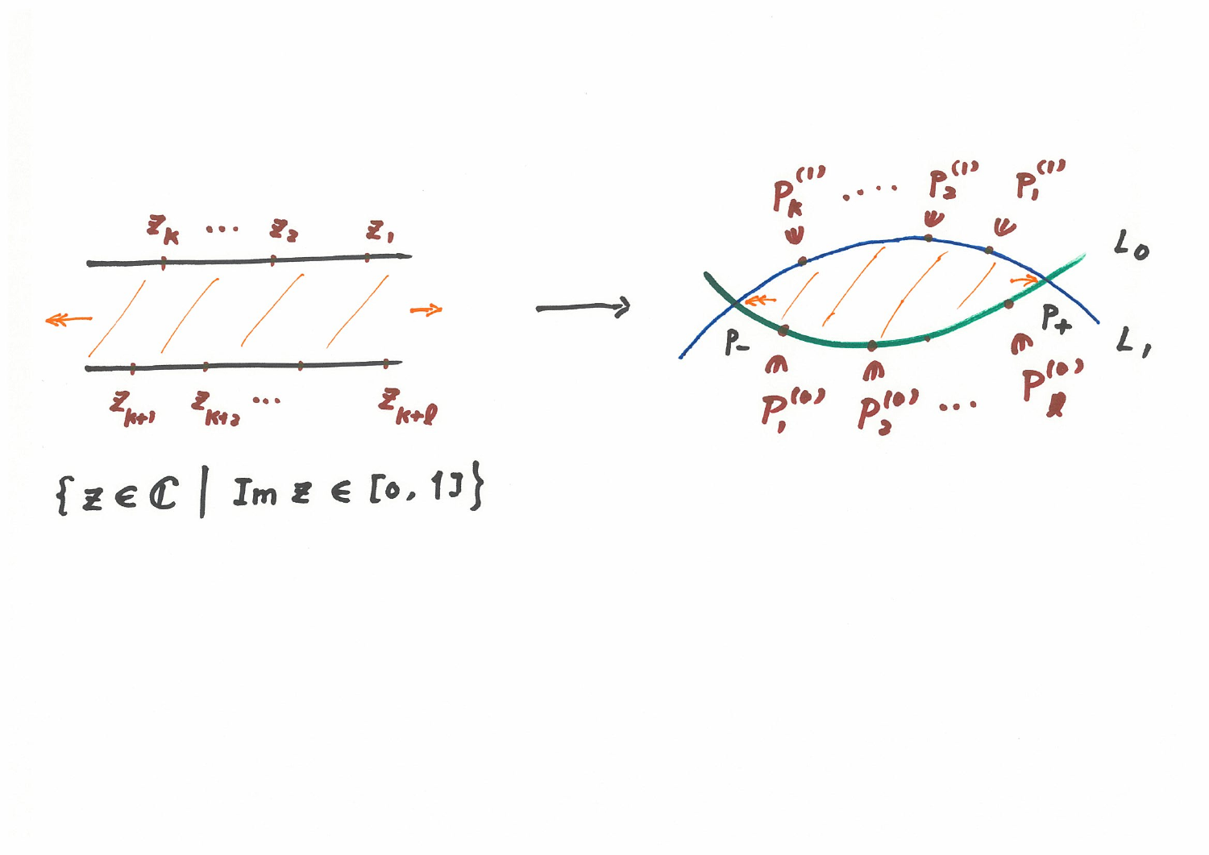$z_k \quad \cdots \quad z_2 \quad z_1$

$z_{k+1} \quad z_{k+2} \quad \cdots \quad z_{k+\ell}$

$\{ z \in \mathbb{C} \mid \operatorname{Im} z \in [0,1] \}$

$P_k^{(1)} \quad \cdots \quad P_2^{(1)} \quad P_1^{(1)}$

$L_0$

$L_1$

$P_-$

$P_+$

$P_1^{(0)} \quad P_2^{(0)} \quad \cdots \quad P_\ell^{(0)}$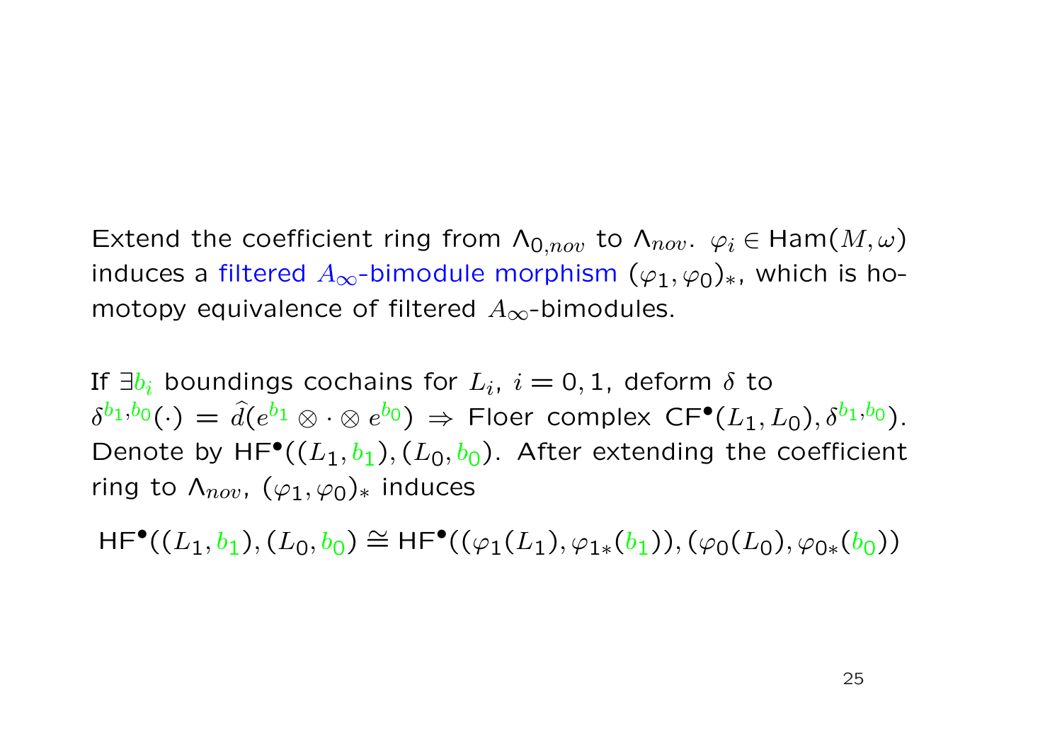Extend the coefficient ring from $\Lambda_{0,nov}$ to $\Lambda_{nov}$. $\varphi_i \in \mathrm{Ham}(M,\omega)$ induces a filtered $A_\infty$-bimodule morphism $(\varphi_1, \varphi_0)_*$, which is homotopy equivalence of filtered $A_\infty$-bimodules.

If $\exists b_i$ boundings cochains for $L_i$, $i = 0, 1$, deform $\delta$ to $\delta^{b_1,b_0}(\cdot) = \widehat{d}(e^{b_1} \otimes \cdot \otimes e^{b_0}) \Rightarrow$ Floer complex $\mathrm{CF}^\bullet(L_1, L_0), \delta^{b_1,b_0})$. Denote by $\mathrm{HF}^\bullet((L_1, b_1), (L_0, b_0)$. After extending the coefficient ring to $\Lambda_{nov}$, $(\varphi_1, \varphi_0)_*$ induces

$$\mathrm{HF}^\bullet((L_1, b_1), (L_0, b_0) \cong \mathrm{HF}^\bullet((\varphi_1(L_1), \varphi_{1*}(b_1)), (\varphi_0(L_0), \varphi_{0*}(b_0))$$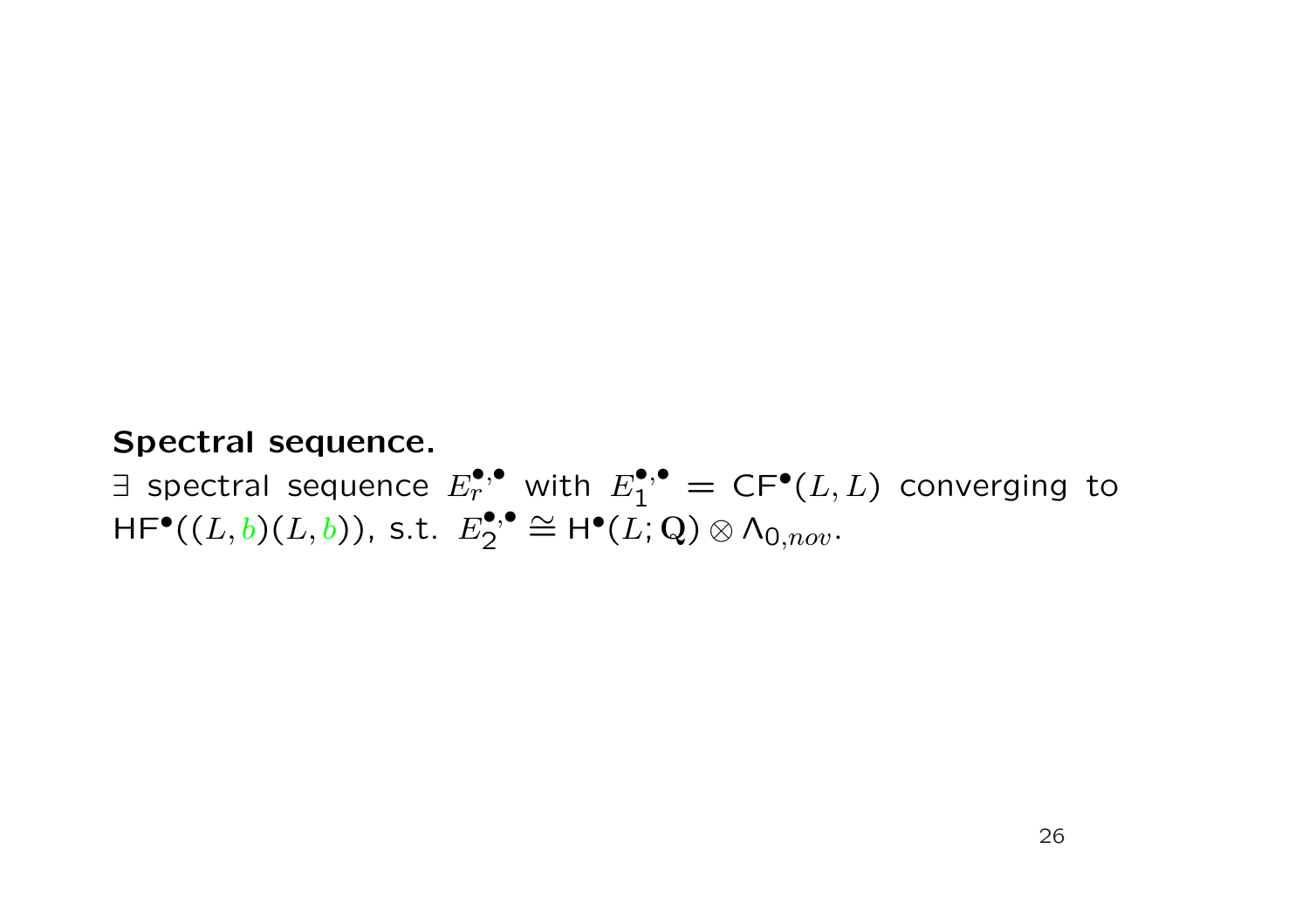**Spectral sequence.**

$\exists$ spectral sequence $E_r^{\bullet,\bullet}$ with $E_1^{\bullet,\bullet} = \mathsf{CF}^\bullet(L,L)$ converging to $\mathsf{HF}^\bullet((L,b)(L,b))$, s.t. $E_2^{\bullet,\bullet} \cong \mathsf{H}^\bullet(L;\mathbb{Q}) \otimes \Lambda_{0,nov}$.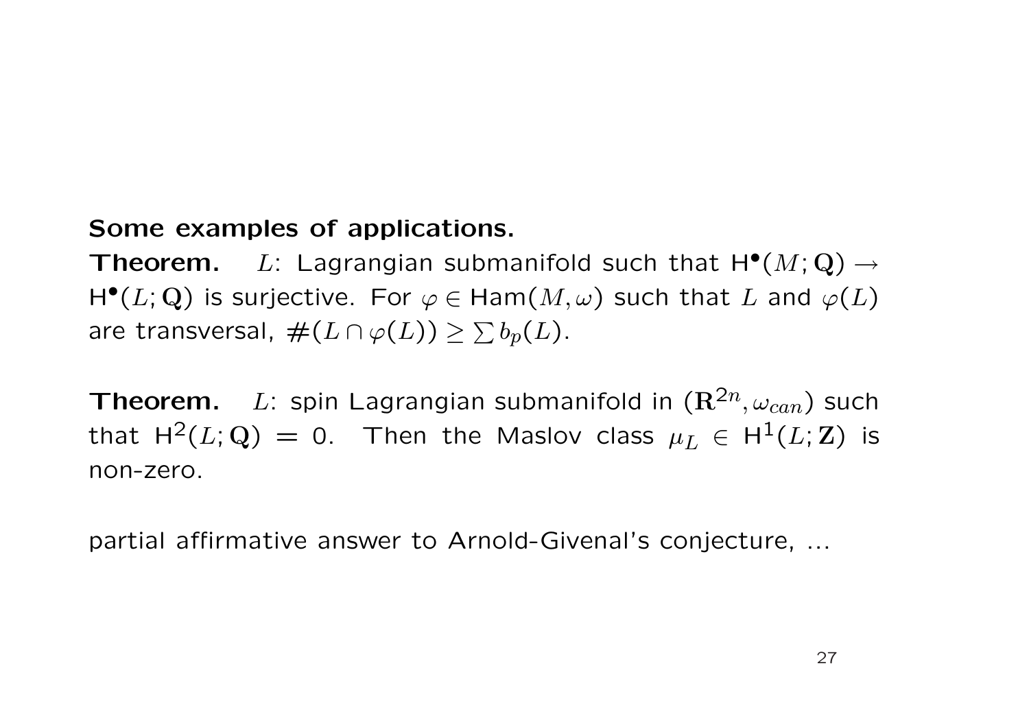**Some examples of applications.**

**Theorem.** $L$: Lagrangian submanifold such that $\mathsf{H}^\bullet(M;\mathbf{Q}) \to \mathsf{H}^\bullet(L;\mathbf{Q})$ is surjective. For $\varphi \in \mathsf{Ham}(M,\omega)$ such that $L$ and $\varphi(L)$ are transversal, $\#(L \cap \varphi(L)) \geq \sum b_p(L)$.

**Theorem.** $L$: spin Lagrangian submanifold in $(\mathbf{R}^{2n}, \omega_{can})$ such that $\mathsf{H}^2(L;\mathbf{Q}) = 0$. Then the Maslov class $\mu_L \in \mathsf{H}^1(L;\mathbf{Z})$ is non-zero.

partial affirmative answer to Arnold-Givenal's conjecture, ...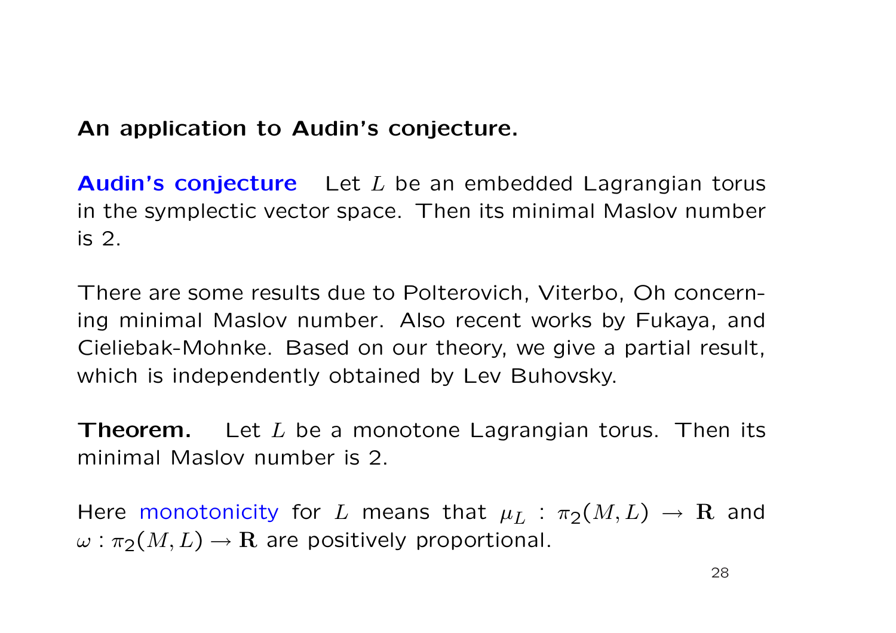**An application to Audin's conjecture.**

**Audin's conjecture** Let $L$ be an embedded Lagrangian torus in the symplectic vector space. Then its minimal Maslov number is 2.

There are some results due to Polterovich, Viterbo, Oh concerning minimal Maslov number. Also recent works by Fukaya, and Cieliebak-Mohnke. Based on our theory, we give a partial result, which is independently obtained by Lev Buhovsky.

**Theorem.** Let $L$ be a monotone Lagrangian torus. Then its minimal Maslov number is 2.

Here monotonicity for $L$ means that $\mu_L : \pi_2(M, L) \to \mathbf{R}$ and $\omega : \pi_2(M, L) \to \mathbf{R}$ are positively proportional.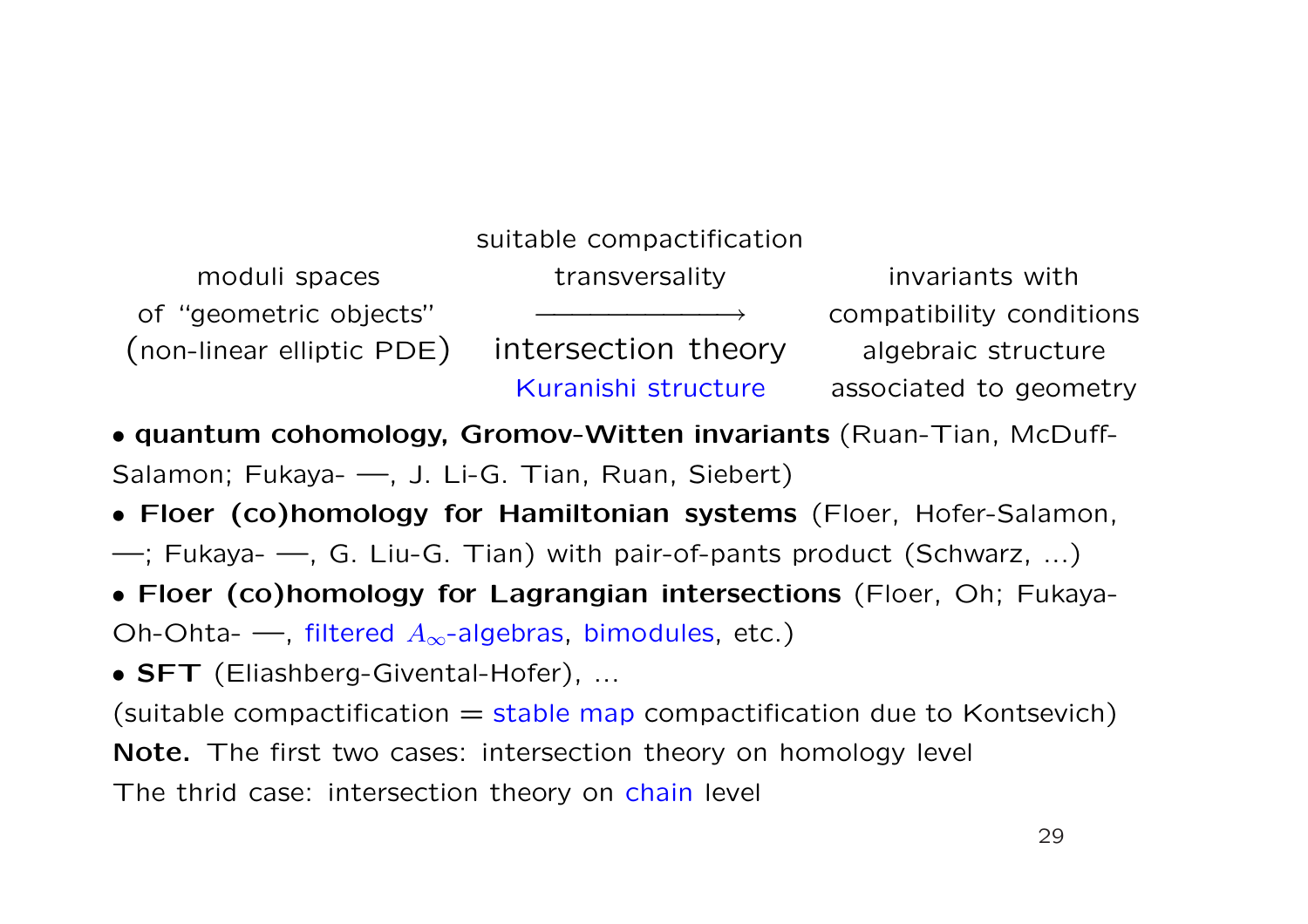| moduli spaces of "geometric objects" (non-linear elliptic PDE) | suitable compactification transversality $\longrightarrow$ intersection theory Kuranishi structure | invariants with compatibility conditions algebraic structure associated to geometry |
|---|---|---|

- **quantum cohomology, Gromov-Witten invariants** (Ruan-Tian, McDuff-Salamon; Fukaya- —, J. Li-G. Tian, Ruan, Siebert)
- **Floer (co)homology for Hamiltonian systems** (Floer, Hofer-Salamon, —; Fukaya- —, G. Liu-G. Tian) with pair-of-pants product (Schwarz, ...)
- **Floer (co)homology for Lagrangian intersections** (Floer, Oh; Fukaya-Oh-Ohta- —, filtered $A_\infty$-algebras, bimodules, etc.)
- **SFT** (Eliashberg-Givental-Hofer), ...

(suitable compactification = stable map compactification due to Kontsevich)

**Note.** The first two cases: intersection theory on homology level

The thrid case: intersection theory on chain level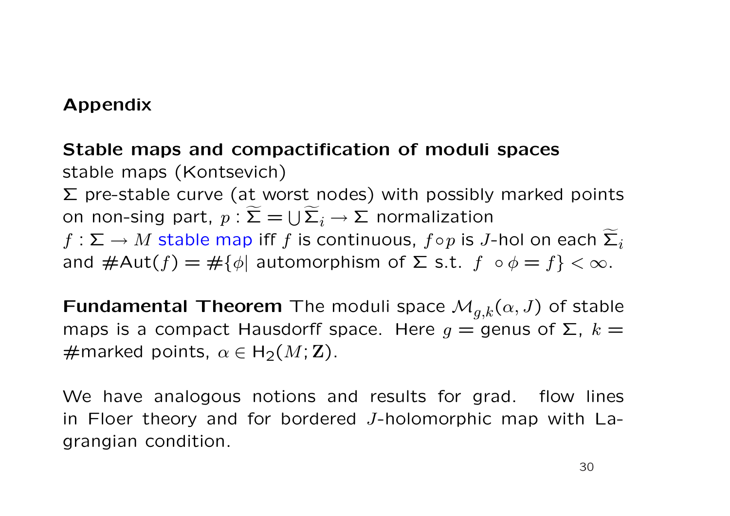## Appendix

**Stable maps and compactification of moduli spaces**

stable maps (Kontsevich)

$\Sigma$ pre-stable curve (at worst nodes) with possibly marked points on non-sing part, $p : \widetilde{\Sigma} = \bigcup \widetilde{\Sigma}_i \to \Sigma$ normalization

$f : \Sigma \to M$ stable map iff $f$ is continuous, $f \circ p$ is $J$-hol on each $\widetilde{\Sigma}_i$ and $\#\mathrm{Aut}(f) = \#\{\phi |$ automorphism of $\Sigma$ s.t. $f \circ \phi = f\} < \infty$.

**Fundamental Theorem** The moduli space $\mathcal{M}_{g,k}(\alpha, J)$ of stable maps is a compact Hausdorff space. Here $g =$ genus of $\Sigma$, $k =$ #marked points, $\alpha \in \mathrm{H}_2(M; \mathbf{Z})$.

We have analogous notions and results for grad. flow lines in Floer theory and for bordered $J$-holomorphic map with Lagrangian condition.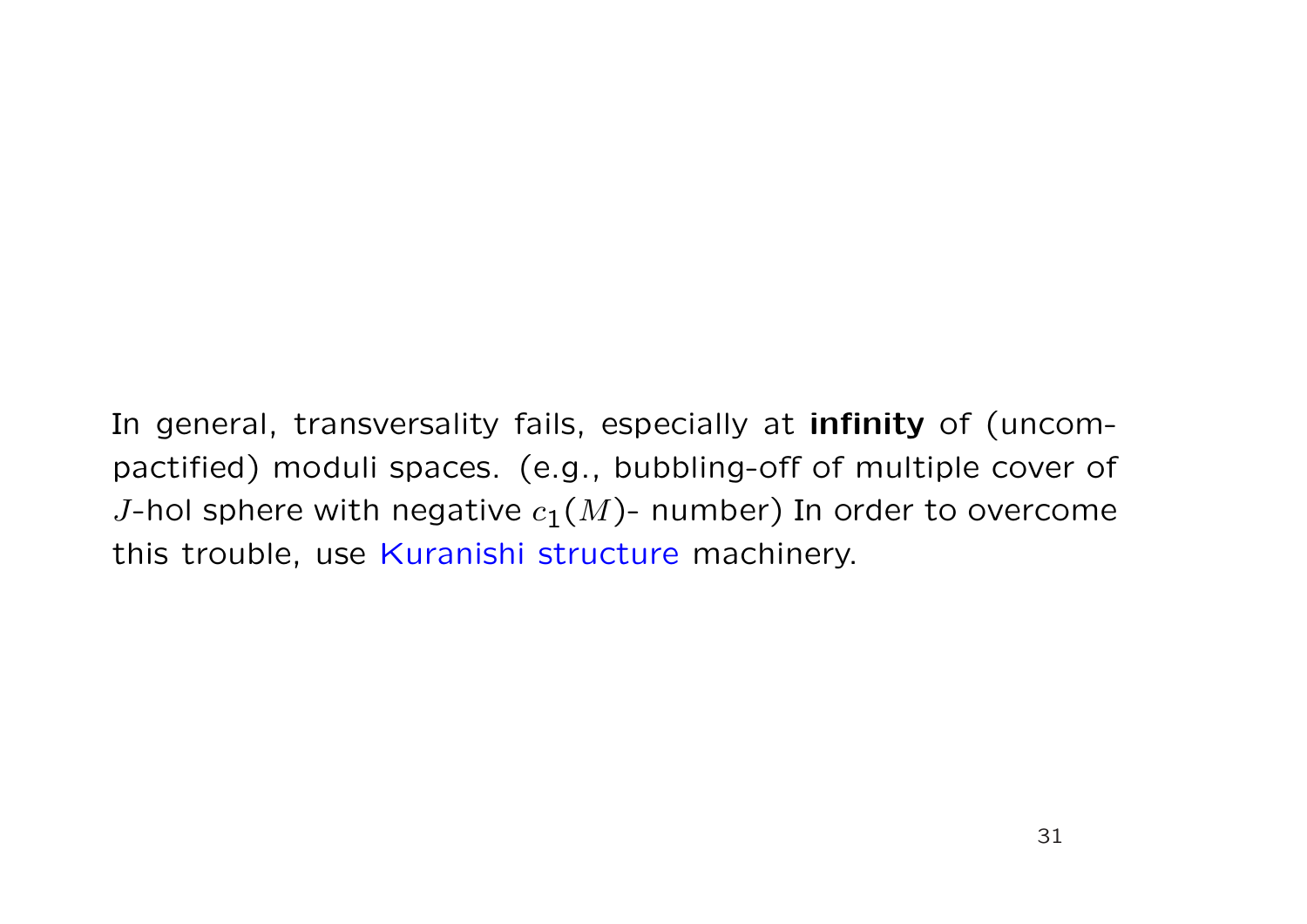In general, transversality fails, especially at **infinity** of (uncompactified) moduli spaces. (e.g., bubbling-off of multiple cover of $J$-hol sphere with negative $c_1(M)$- number) In order to overcome this trouble, use Kuranishi structure machinery.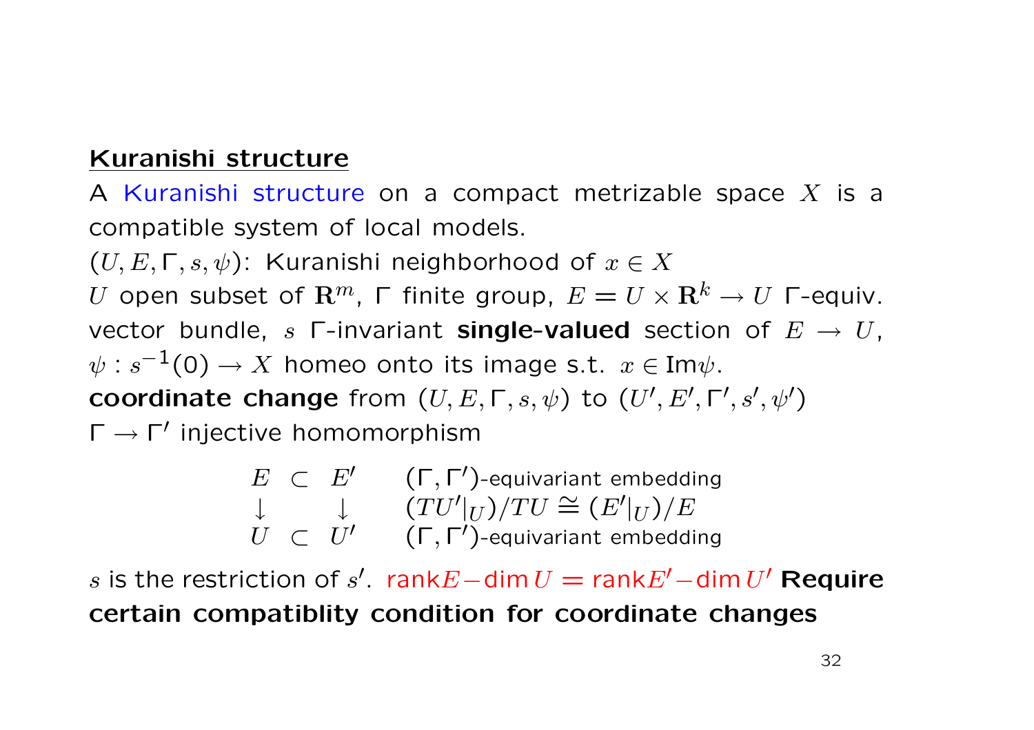## Kuranishi structure

A Kuranishi structure on a compact metrizable space $X$ is a compatible system of local models.

$(U, E, \Gamma, s, \psi)$: Kuranishi neighborhood of $x \in X$

$U$ open subset of $\mathbf{R}^m$, $\Gamma$ finite group, $E = U \times \mathbf{R}^k \to U$ $\Gamma$-equiv. vector bundle, $s$ $\Gamma$-invariant **single-valued** section of $E \to U$, $\psi : s^{-1}(0) \to X$ homeo onto its image s.t. $x \in \mathrm{Im}\psi$.

**coordinate change** from $(U, E, \Gamma, s, \psi)$ to $(U', E', \Gamma', s', \psi')$

$\Gamma \to \Gamma'$ injective homomorphism

$$
\begin{array}{ccclc}
E & \subset & E' & & (\Gamma, \Gamma')\text{-equivariant embedding} \\
\downarrow & & \downarrow & & (TU'|_U)/TU \cong (E'|_U)/E \\
U & \subset & U' & & (\Gamma, \Gamma')\text{-equivariant embedding}
\end{array}
$$

$s$ is the restriction of $s'$. $\mathrm{rank} E - \dim U = \mathrm{rank} E' - \dim U'$ **Require certain compatiblity condition for coordinate changes**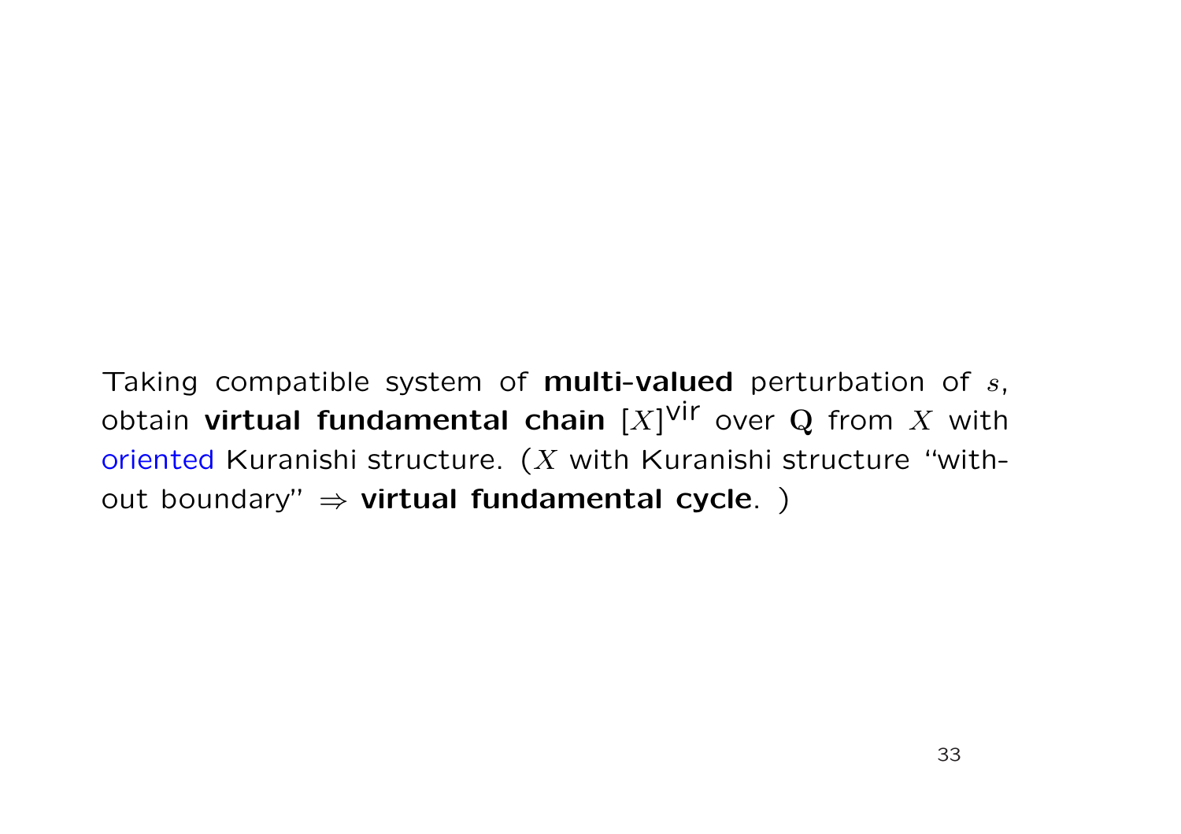Taking compatible system of **multi-valued** perturbation of $s$, obtain **virtual fundamental chain** $[X]^{\text{vir}}$ over $\mathbf{Q}$ from $X$ with oriented Kuranishi structure. ($X$ with Kuranishi structure "without boundary" $\Rightarrow$ **virtual fundamental cycle**. )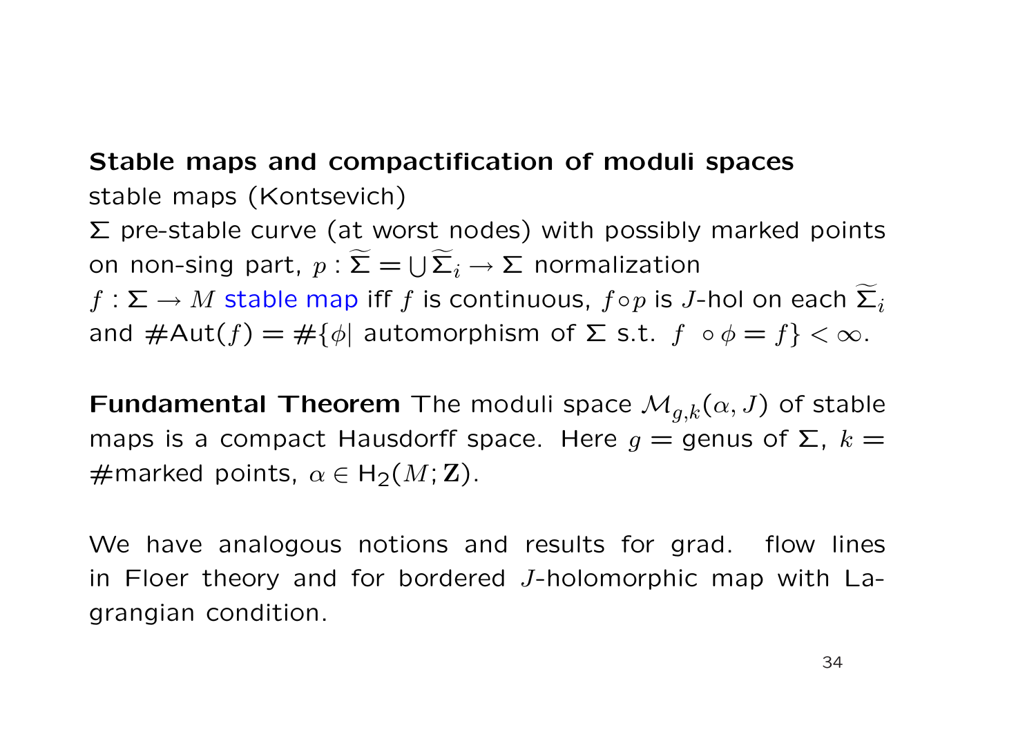**Stable maps and compactification of moduli spaces**

stable maps (Kontsevich)

$\Sigma$ pre-stable curve (at worst nodes) with possibly marked points on non-sing part, $p : \widetilde{\Sigma} = \bigcup \widetilde{\Sigma}_i \to \Sigma$ normalization

$f : \Sigma \to M$ stable map iff $f$ is continuous, $f \circ p$ is $J$-hol on each $\widetilde{\Sigma}_i$ and $\#\mathrm{Aut}(f) = \#\{\phi |$ automorphism of $\Sigma$ s.t. $f \circ \phi = f\} < \infty$.

**Fundamental Theorem** The moduli space $\mathcal{M}_{g,k}(\alpha, J)$ of stable maps is a compact Hausdorff space. Here $g =$ genus of $\Sigma$, $k =$ #marked points, $\alpha \in \mathrm{H}_2(M; \mathbf{Z})$.

We have analogous notions and results for grad. flow lines in Floer theory and for bordered $J$-holomorphic map with Lagrangian condition.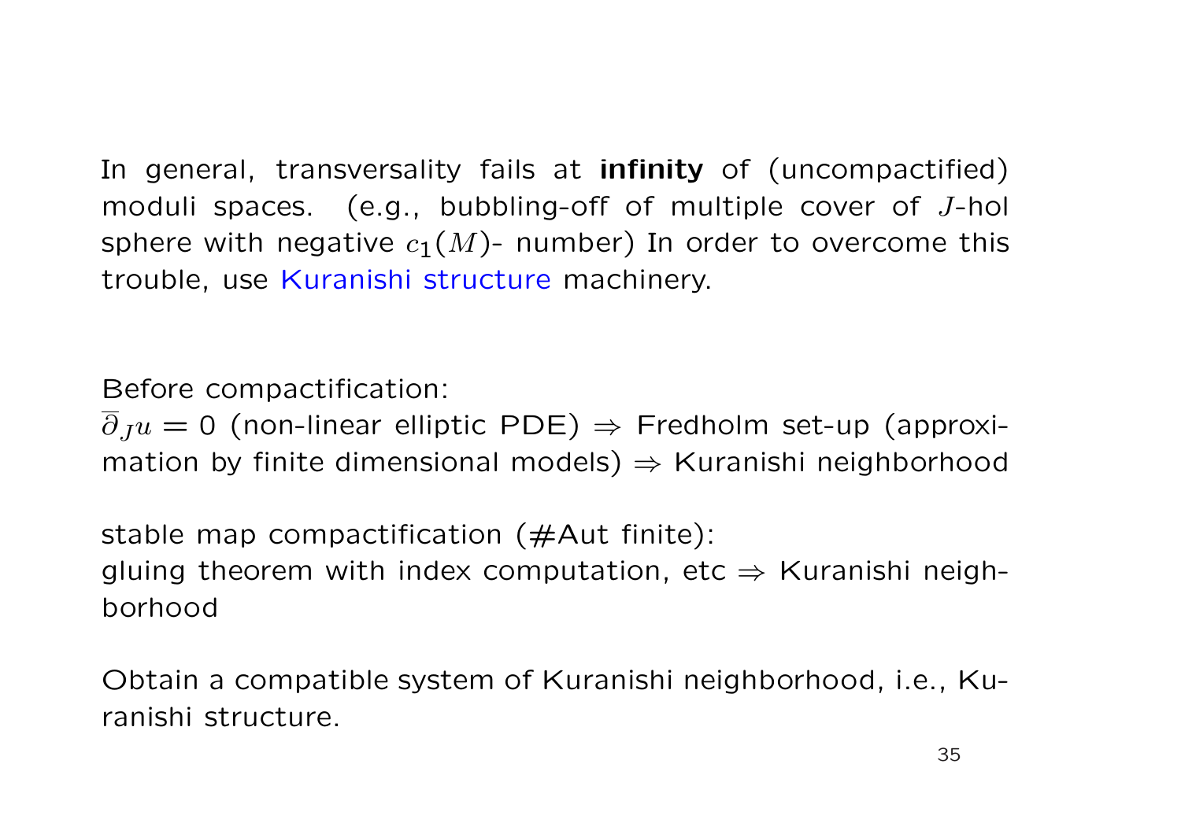In general, transversality fails at **infinity** of (uncompactified) moduli spaces. (e.g., bubbling-off of multiple cover of $J$-hol sphere with negative $c_1(M)$- number) In order to overcome this trouble, use Kuranishi structure machinery.

Before compactification:
$\overline{\partial}_J u = 0$ (non-linear elliptic PDE) $\Rightarrow$ Fredholm set-up (approximation by finite dimensional models) $\Rightarrow$ Kuranishi neighborhood

stable map compactification (#Aut finite):
gluing theorem with index computation, etc $\Rightarrow$ Kuranishi neighborhood

Obtain a compatible system of Kuranishi neighborhood, i.e., Kuranishi structure.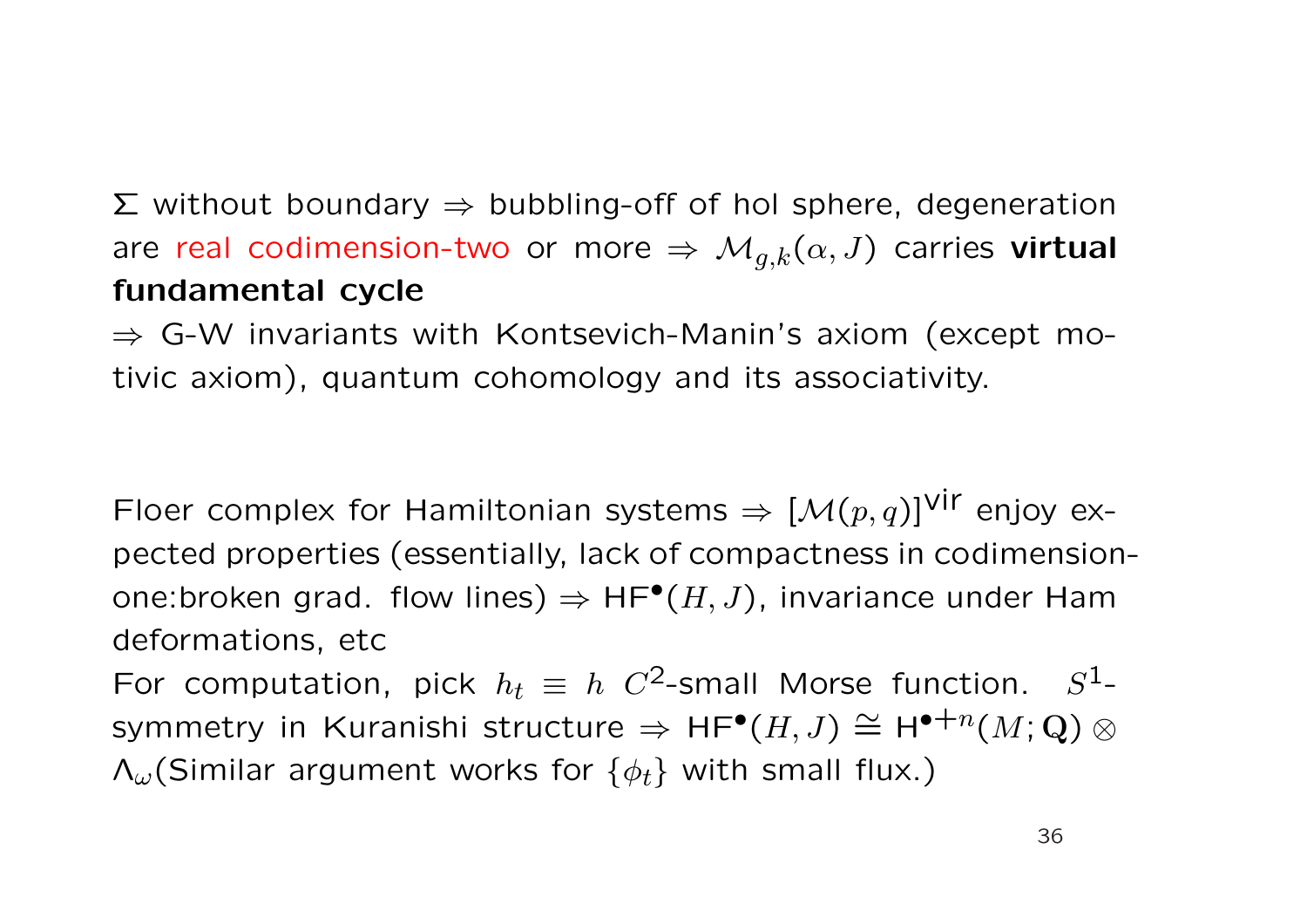$\Sigma$ without boundary $\Rightarrow$ bubbling-off of hol sphere, degeneration are real codimension-two or more $\Rightarrow$ $\mathcal{M}_{g,k}(\alpha, J)$ carries **virtual fundamental cycle**

$\Rightarrow$ G-W invariants with Kontsevich-Manin's axiom (except motivic axiom), quantum cohomology and its associativity.

Floer complex for Hamiltonian systems $\Rightarrow$ $[\mathcal{M}(p,q)]^{\mathrm{vir}}$ enjoy expected properties (essentially, lack of compactness in codimension-one:broken grad. flow lines) $\Rightarrow$ $\mathrm{HF}^{\bullet}(H, J)$, invariance under Ham deformations, etc

For computation, pick $h_t \equiv h$ $C^2$-small Morse function. $S^1$-symmetry in Kuranishi structure $\Rightarrow$ $\mathrm{HF}^{\bullet}(H, J) \cong \mathrm{H}^{\bullet+n}(M; \mathbf{Q}) \otimes \Lambda_{\omega}$(Similar argument works for $\{\phi_t\}$ with small flux.)